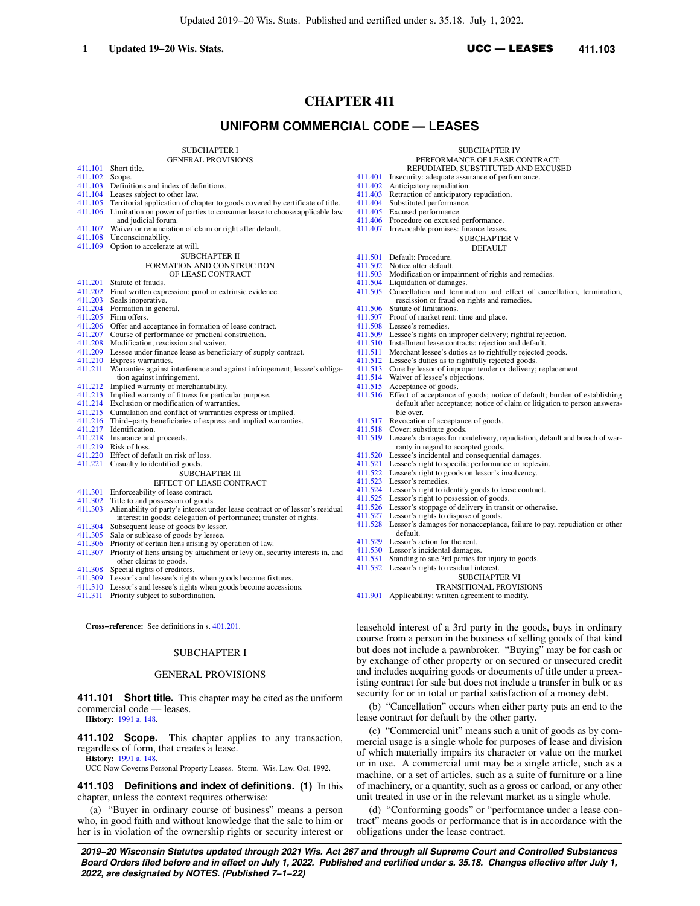# CHAPTER 411

## UNIFORM COMMERCIAL CODE — LEASES

SUBCHAPTER I
GENERAL PROVISIONS

411.101 Short title.
411.102 Scope.
411.103 Definitions and index of definitions.
411.104 Leases subject to other law.
411.105 Territorial application of chapter to goods covered by certificate of title.
411.106 Limitation on power of parties to consumer lease to choose applicable law and judicial forum.
411.107 Waiver or renunciation of claim or right after default.
411.108 Unconscionability.
411.109 Option to accelerate at will.

SUBCHAPTER II
FORMATION AND CONSTRUCTION OF LEASE CONTRACT

411.201 Statute of frauds.
411.202 Final written expression: parol or extrinsic evidence.
411.203 Seals inoperative.
411.204 Formation in general.
411.205 Firm offers.
411.206 Offer and acceptance in formation of lease contract.
411.207 Course of performance or practical construction.
411.208 Modification, rescission and waiver.
411.209 Lessee under finance lease as beneficiary of supply contract.
411.210 Express warranties.
411.211 Warranties against interference and against infringement; lessee's obligation against infringement.
411.212 Implied warranty of merchantability.
411.213 Implied warranty of fitness for particular purpose.
411.214 Exclusion or modification of warranties.
411.215 Cumulation and conflict of warranties express or implied.
411.216 Third–party beneficiaries of express and implied warranties.
411.217 Identification.
411.218 Insurance and proceeds.
411.219 Risk of loss.
411.220 Effect of default on risk of loss.
411.221 Casualty to identified goods.

SUBCHAPTER III
EFFECT OF LEASE CONTRACT

411.301 Enforceability of lease contract.
411.302 Title to and possession of goods.
411.303 Alienability of party's interest under lease contract or of lessor's residual interest in goods; delegation of performance; transfer of rights.
411.304 Subsequent lease of goods by lessor.
411.305 Sale or sublease of goods by lessee.
411.306 Priority of certain liens arising by operation of law.
411.307 Priority of liens arising by attachment or levy on, security interests in, and other claims to goods.
411.308 Special rights of creditors.
411.309 Lessor's and lessee's rights when goods become fixtures.
411.310 Lessor's and lessee's rights when goods become accessions.
411.311 Priority subject to subordination.

SUBCHAPTER IV
PERFORMANCE OF LEASE CONTRACT: REPUDIATED, SUBSTITUTED AND EXCUSED

411.401 Insecurity: adequate assurance of performance.
411.402 Anticipatory repudiation.
411.403 Retraction of anticipatory repudiation.
411.404 Substituted performance.
411.405 Excused performance.
411.406 Procedure on excused performance.
411.407 Irrevocable promises: finance leases.

SUBCHAPTER V
DEFAULT

411.501 Default: Procedure.
411.502 Notice after default.
411.503 Modification or impairment of rights and remedies.
411.504 Liquidation of damages.
411.505 Cancellation and termination and effect of cancellation, termination, rescission or fraud on rights and remedies.
411.506 Statute of limitations.
411.507 Proof of market rent: time and place.
411.508 Lessee's remedies.
411.509 Lessee's rights on improper delivery; rightful rejection.
411.510 Installment lease contracts: rejection and default.
411.511 Merchant lessee's duties as to rightfully rejected goods.
411.512 Lessee's duties as to rightfully rejected goods.
411.513 Cure by lessor of improper tender or delivery; replacement.
411.514 Waiver of lessee's objections.
411.515 Acceptance of goods.
411.516 Effect of acceptance of goods; notice of default; burden of establishing default after acceptance; notice of claim or litigation to person answerable over.
411.517 Revocation of acceptance of goods.
411.518 Cover; substitute goods.
411.519 Lessee's damages for nondelivery, repudiation, default and breach of warranty in regard to accepted goods.
411.520 Lessee's incidental and consequential damages.
411.521 Lessee's right to specific performance or replevin.
411.522 Lessee's right to goods on lessor's insolvency.
411.523 Lessor's remedies.
411.524 Lessor's right to identify goods to lease contract.
411.525 Lessor's right to possession of goods.
411.526 Lessor's stoppage of delivery in transit or otherwise.
411.527 Lessor's rights to dispose of goods.
411.528 Lessor's damages for nonacceptance, failure to pay, repudiation or other default.
411.529 Lessor's action for the rent.
411.530 Lessor's incidental damages.
411.531 Standing to sue 3rd parties for injury to goods.
411.532 Lessor's rights to residual interest.

SUBCHAPTER VI
TRANSITIONAL PROVISIONS

411.901 Applicability; written agreement to modify.

---

**Cross–reference:** See definitions in s. 401.201.

## SUBCHAPTER I

## GENERAL PROVISIONS

**411.101 Short title.** This chapter may be cited as the uniform commercial code — leases.

**History:** 1991 a. 148.

**411.102 Scope.** This chapter applies to any transaction, regardless of form, that creates a lease.

**History:** 1991 a. 148.

UCC Now Governs Personal Property Leases. Storm. Wis. Law. Oct. 1992.

**411.103 Definitions and index of definitions. (1)** In this chapter, unless the context requires otherwise:

(a) "Buyer in ordinary course of business" means a person who, in good faith and without knowledge that the sale to him or her is in violation of the ownership rights or security interest or leasehold interest of a 3rd party in the goods, buys in ordinary course from a person in the business of selling goods of that kind but does not include a pawnbroker. "Buying" may be for cash or by exchange of other property or on secured or unsecured credit and includes acquiring goods or documents of title under a preexisting contract for sale but does not include a transfer in bulk or as security for or in total or partial satisfaction of a money debt.

(b) "Cancellation" occurs when either party puts an end to the lease contract for default by the other party.

(c) "Commercial unit" means such a unit of goods as by commercial usage is a single whole for purposes of lease and division of which materially impairs its character or value on the market or in use. A commercial unit may be a single article, such as a machine, or a set of articles, such as a suite of furniture or a line of machinery, or a quantity, such as a gross or carload, or any other unit treated in use or in the relevant market as a single whole.

(d) "Conforming goods" or "performance under a lease contract" means goods or performance that is in accordance with the obligations under the lease contract.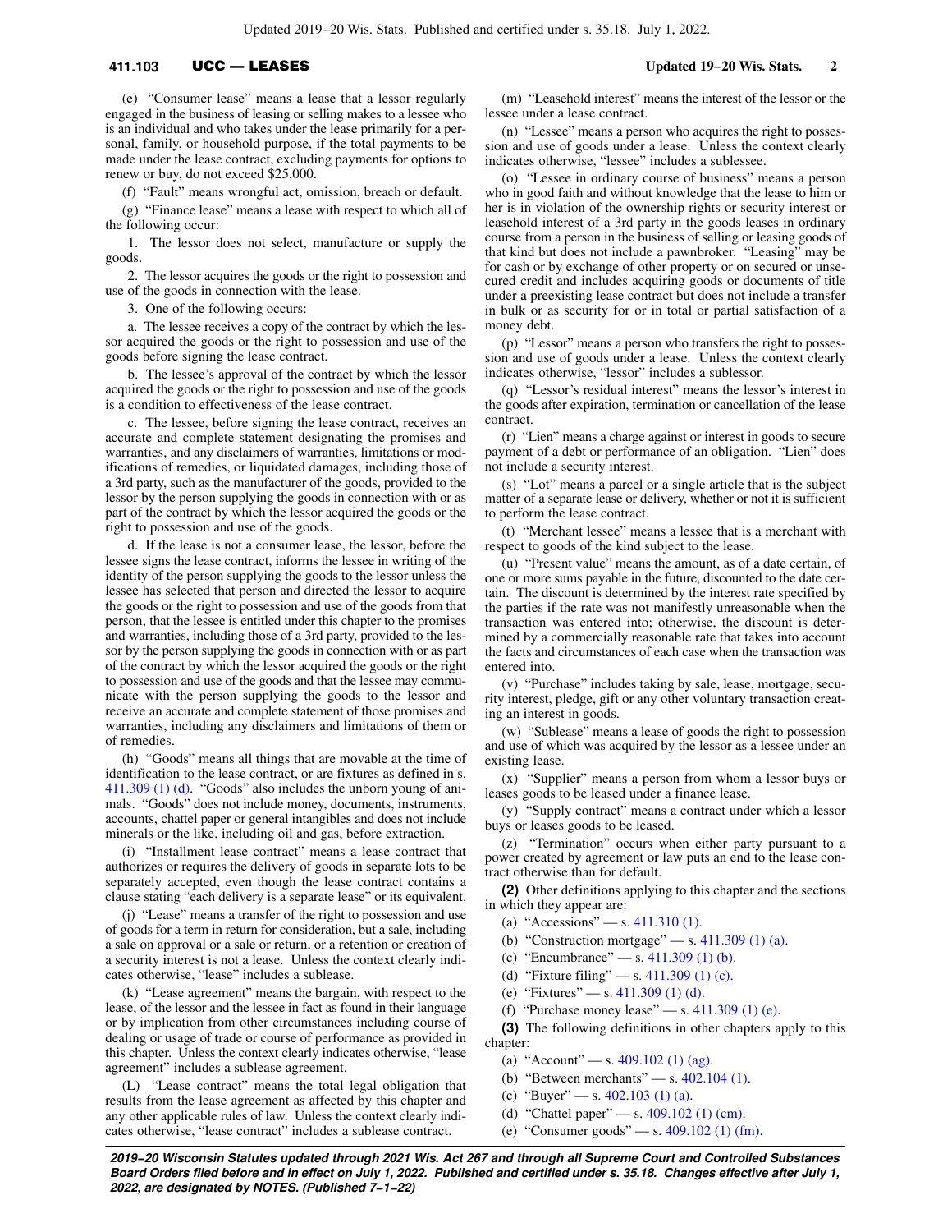(e) "Consumer lease" means a lease that a lessor regularly engaged in the business of leasing or selling makes to a lessee who is an individual and who takes under the lease primarily for a personal, family, or household purpose, if the total payments to be made under the lease contract, excluding payments for options to renew or buy, do not exceed $25,000.

(f) "Fault" means wrongful act, omission, breach or default.

(g) "Finance lease" means a lease with respect to which all of the following occur:

1. The lessor does not select, manufacture or supply the goods.

2. The lessor acquires the goods or the right to possession and use of the goods in connection with the lease.

3. One of the following occurs:

a. The lessee receives a copy of the contract by which the lessor acquired the goods or the right to possession and use of the goods before signing the lease contract.

b. The lessee's approval of the contract by which the lessor acquired the goods or the right to possession and use of the goods is a condition to effectiveness of the lease contract.

c. The lessee, before signing the lease contract, receives an accurate and complete statement designating the promises and warranties, and any disclaimers of warranties, limitations or modifications of remedies, or liquidated damages, including those of a 3rd party, such as the manufacturer of the goods, provided to the lessor by the person supplying the goods in connection with or as part of the contract by which the lessor acquired the goods or the right to possession and use of the goods.

d. If the lease is not a consumer lease, the lessor, before the lessee signs the lease contract, informs the lessee in writing of the identity of the person supplying the goods to the lessor unless the lessee has selected that person and directed the lessor to acquire the goods or the right to possession and use of the goods from that person, that the lessee is entitled under this chapter to the promises and warranties, including those of a 3rd party, provided to the lessor by the person supplying the goods in connection with or as part of the contract by which the lessor acquired the goods or the right to possession and use of the goods and that the lessee may communicate with the person supplying the goods to the lessor and receive an accurate and complete statement of those promises and warranties, including any disclaimers and limitations of them or of remedies.

(h) "Goods" means all things that are movable at the time of identification to the lease contract, or are fixtures as defined in s. 411.309 (1) (d). "Goods" also includes the unborn young of animals. "Goods" does not include money, documents, instruments, accounts, chattel paper or general intangibles and does not include minerals or the like, including oil and gas, before extraction.

(i) "Installment lease contract" means a lease contract that authorizes or requires the delivery of goods in separate lots to be separately accepted, even though the lease contract contains a clause stating "each delivery is a separate lease" or its equivalent.

(j) "Lease" means a transfer of the right to possession and use of goods for a term in return for consideration, but a sale, including a sale on approval or a sale or return, or a retention or creation of a security interest is not a lease. Unless the context clearly indicates otherwise, "lease" includes a sublease.

(k) "Lease agreement" means the bargain, with respect to the lease, of the lessor and the lessee in fact as found in their language or by implication from other circumstances including course of dealing or usage of trade or course of performance as provided in this chapter. Unless the context clearly indicates otherwise, "lease agreement" includes a sublease agreement.

(L) "Lease contract" means the total legal obligation that results from the lease agreement as affected by this chapter and any other applicable rules of law. Unless the context clearly indicates otherwise, "lease contract" includes a sublease contract.

(m) "Leasehold interest" means the interest of the lessor or the lessee under a lease contract.

(n) "Lessee" means a person who acquires the right to possession and use of goods under a lease. Unless the context clearly indicates otherwise, "lessee" includes a sublessee.

(o) "Lessee in ordinary course of business" means a person who in good faith and without knowledge that the lease to him or her is in violation of the ownership rights or security interest or leasehold interest of a 3rd party in the goods leases in ordinary course from a person in the business of selling or leasing goods of that kind but does not include a pawnbroker. "Leasing" may be for cash or by exchange of other property or on secured or unsecured credit and includes acquiring goods or documents of title under a preexisting lease contract but does not include a transfer in bulk or as security for or in total or partial satisfaction of a money debt.

(p) "Lessor" means a person who transfers the right to possession and use of goods under a lease. Unless the context clearly indicates otherwise, "lessor" includes a sublessor.

(q) "Lessor's residual interest" means the lessor's interest in the goods after expiration, termination or cancellation of the lease contract.

(r) "Lien" means a charge against or interest in goods to secure payment of a debt or performance of an obligation. "Lien" does not include a security interest.

(s) "Lot" means a parcel or a single article that is the subject matter of a separate lease or delivery, whether or not it is sufficient to perform the lease contract.

(t) "Merchant lessee" means a lessee that is a merchant with respect to goods of the kind subject to the lease.

(u) "Present value" means the amount, as of a date certain, of one or more sums payable in the future, discounted to the date certain. The discount is determined by the interest rate specified by the parties if the rate was not manifestly unreasonable when the transaction was entered into; otherwise, the discount is determined by a commercially reasonable rate that takes into account the facts and circumstances of each case when the transaction was entered into.

(v) "Purchase" includes taking by sale, lease, mortgage, security interest, pledge, gift or any other voluntary transaction creating an interest in goods.

(w) "Sublease" means a lease of goods the right to possession and use of which was acquired by the lessor as a lessee under an existing lease.

(x) "Supplier" means a person from whom a lessor buys or leases goods to be leased under a finance lease.

(y) "Supply contract" means a contract under which a lessor buys or leases goods to be leased.

(z) "Termination" occurs when either party pursuant to a power created by agreement or law puts an end to the lease contract otherwise than for default.

**(2)** Other definitions applying to this chapter and the sections in which they appear are:

(a) "Accessions" — s. 411.310 (1).

(b) "Construction mortgage" — s. 411.309 (1) (a).

(c) "Encumbrance" — s. 411.309 (1) (b).

(d) "Fixture filing" — s. 411.309 (1) (c).

(e) "Fixtures" — s. 411.309 (1) (d).

(f) "Purchase money lease" — s. 411.309 (1) (e).

**(3)** The following definitions in other chapters apply to this chapter:

(a) "Account" — s. 409.102 (1) (ag).

(b) "Between merchants" — s. 402.104 (1).

(c) "Buyer" — s. 402.103 (1) (a).

(d) "Chattel paper" — s. 409.102 (1) (cm).

(e) "Consumer goods" — s. 409.102 (1) (fm).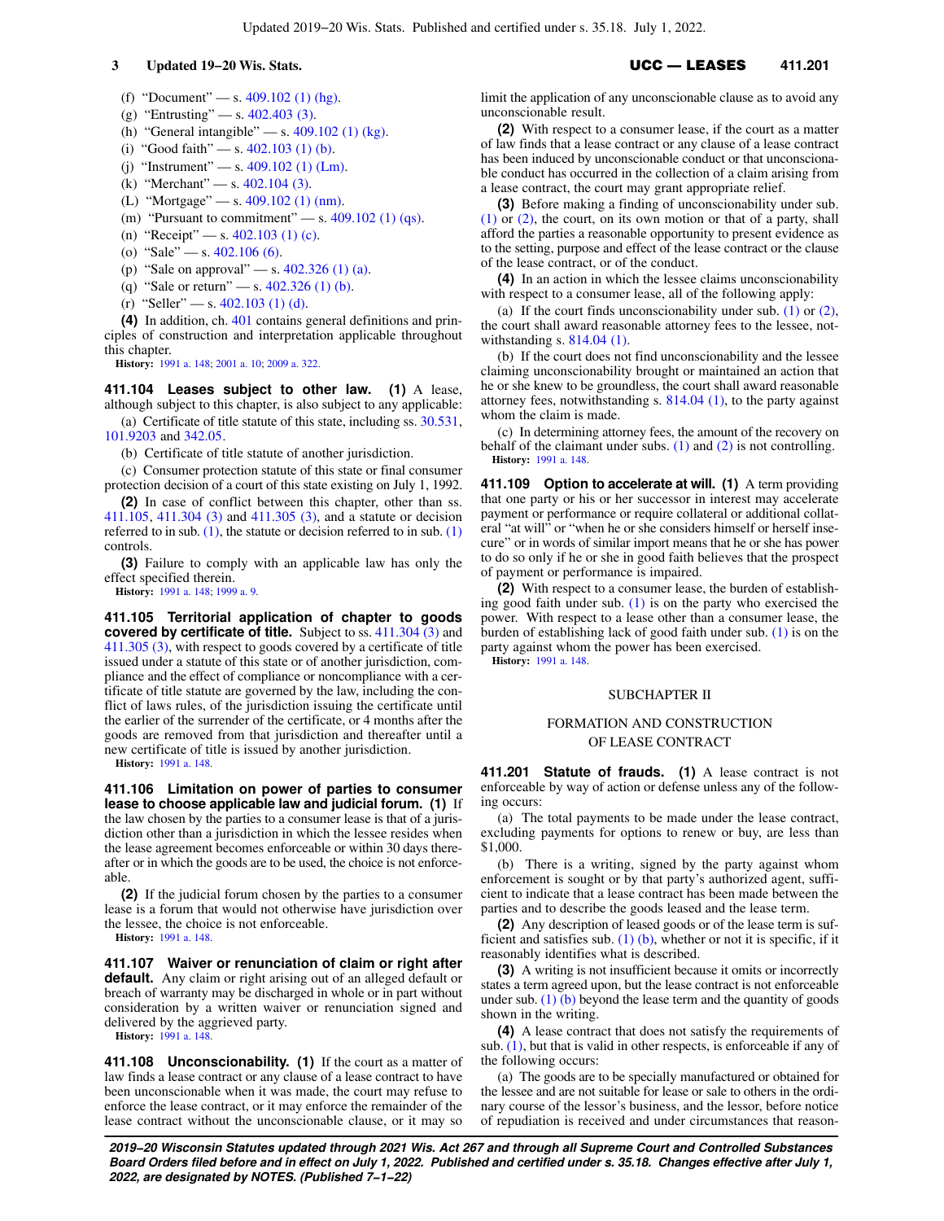(f) "Document" — s. 409.102 (1) (hg).

(g) "Entrusting" — s. 402.403 (3).

(h) "General intangible" — s. 409.102 (1) (kg).

(i) "Good faith" — s. 402.103 (1) (b).

(j) "Instrument" — s. 409.102 (1) (Lm).

(k) "Merchant" — s. 402.104 (3).

(L) "Mortgage" — s. 409.102 (1) (nm).

(m) "Pursuant to commitment" — s. 409.102 (1) (qs).

(n) "Receipt" — s. 402.103 (1) (c).

(o) "Sale" — s. 402.106 (6).

(p) "Sale on approval" — s. 402.326 (1) (a).

(q) "Sale or return" — s. 402.326 (1) (b).

(r) "Seller" — s. 402.103 (1) (d).

**(4)** In addition, ch. 401 contains general definitions and principles of construction and interpretation applicable throughout this chapter.

**History:** 1991 a. 148; 2001 a. 10; 2009 a. 322.

**411.104 Leases subject to other law.** **(1)** A lease, although subject to this chapter, is also subject to any applicable:

(a) Certificate of title statute of this state, including ss. 30.531, 101.9203 and 342.05.

(b) Certificate of title statute of another jurisdiction.

(c) Consumer protection statute of this state or final consumer protection decision of a court of this state existing on July 1, 1992.

**(2)** In case of conflict between this chapter, other than ss. 411.105, 411.304 (3) and 411.305 (3), and a statute or decision referred to in sub. (1), the statute or decision referred to in sub. (1) controls.

**(3)** Failure to comply with an applicable law has only the effect specified therein.

**History:** 1991 a. 148; 1999 a. 9.

**411.105 Territorial application of chapter to goods covered by certificate of title.** Subject to ss. 411.304 (3) and 411.305 (3), with respect to goods covered by a certificate of title issued under a statute of this state or of another jurisdiction, compliance and the effect of compliance or noncompliance with a certificate of title statute are governed by the law, including the conflict of laws rules, of the jurisdiction issuing the certificate until the earlier of the surrender of the certificate, or 4 months after the goods are removed from that jurisdiction and thereafter until a new certificate of title is issued by another jurisdiction.

**History:** 1991 a. 148.

**411.106 Limitation on power of parties to consumer lease to choose applicable law and judicial forum.** **(1)** If the law chosen by the parties to a consumer lease is that of a jurisdiction other than a jurisdiction in which the lessee resides when the lease agreement becomes enforceable or within 30 days thereafter or in which the goods are to be used, the choice is not enforceable.

**(2)** If the judicial forum chosen by the parties to a consumer lease is a forum that would not otherwise have jurisdiction over the lessee, the choice is not enforceable.

**History:** 1991 a. 148.

**411.107 Waiver or renunciation of claim or right after default.** Any claim or right arising out of an alleged default or breach of warranty may be discharged in whole or in part without consideration by a written waiver or renunciation signed and delivered by the aggrieved party.

**History:** 1991 a. 148.

**411.108 Unconscionability.** **(1)** If the court as a matter of law finds a lease contract or any clause of a lease contract to have been unconscionable when it was made, the court may refuse to enforce the lease contract, or it may enforce the remainder of the lease contract without the unconscionable clause, or it may so limit the application of any unconscionable clause as to avoid any unconscionable result.

**(2)** With respect to a consumer lease, if the court as a matter of law finds that a lease contract or any clause of a lease contract has been induced by unconscionable conduct or that unconscionable conduct has occurred in the collection of a claim arising from a lease contract, the court may grant appropriate relief.

**(3)** Before making a finding of unconscionability under sub. (1) or (2), the court, on its own motion or that of a party, shall afford the parties a reasonable opportunity to present evidence as to the setting, purpose and effect of the lease contract or the clause of the lease contract, or of the conduct.

**(4)** In an action in which the lessee claims unconscionability with respect to a consumer lease, all of the following apply:

(a) If the court finds unconscionability under sub. (1) or (2), the court shall award reasonable attorney fees to the lessee, notwithstanding s. 814.04 (1).

(b) If the court does not find unconscionability and the lessee claiming unconscionability brought or maintained an action that he or she knew to be groundless, the court shall award reasonable attorney fees, notwithstanding s. 814.04 (1), to the party against whom the claim is made.

(c) In determining attorney fees, the amount of the recovery on behalf of the claimant under subs. (1) and (2) is not controlling.

**History:** 1991 a. 148.

**411.109 Option to accelerate at will.** **(1)** A term providing that one party or his or her successor in interest may accelerate payment or performance or require collateral or additional collateral "at will" or "when he or she considers himself or herself insecure" or in words of similar import means that he or she has power to do so only if he or she in good faith believes that the prospect of payment or performance is impaired.

**(2)** With respect to a consumer lease, the burden of establishing good faith under sub. (1) is on the party who exercised the power. With respect to a lease contract other than a consumer lease, the burden of establishing lack of good faith under sub. (1) is on the party against whom the power has been exercised.

**History:** 1991 a. 148.

## SUBCHAPTER II

## FORMATION AND CONSTRUCTION OF LEASE CONTRACT

**411.201 Statute of frauds.** **(1)** A lease contract is not enforceable by way of action or defense unless any of the following occurs:

(a) The total payments to be made under the lease contract, excluding payments for options to renew or buy, are less than $1,000.

(b) There is a writing, signed by the party against whom enforcement is sought or by that party's authorized agent, sufficient to indicate that a lease contract has been made between the parties and to describe the goods leased and the lease term.

**(2)** Any description of leased goods or of the lease term is sufficient and satisfies sub. (1) (b), whether or not it is specific, if it reasonably identifies what is described.

**(3)** A writing is not insufficient because it omits or incorrectly states a term agreed upon, but the lease contract is not enforceable under sub. (1) (b) beyond the lease term and the quantity of goods shown in the writing.

**(4)** A lease contract that does not satisfy the requirements of sub. (1), but that is valid in other respects, is enforceable if any of the following occurs:

(a) The goods are to be specially manufactured or obtained for the lessee and are not suitable for lease or sale to others in the ordinary course of the lessor's business, and the lessor, before notice of repudiation is received and under circumstances that reason-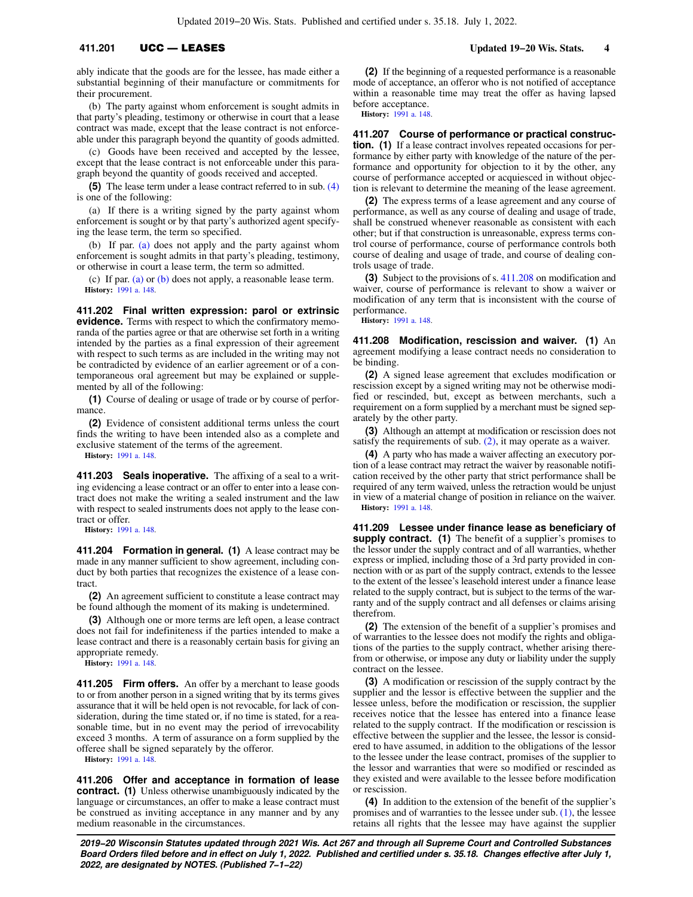ably indicate that the goods are for the lessee, has made either a substantial beginning of their manufacture or commitments for their procurement.

(b) The party against whom enforcement is sought admits in that party's pleading, testimony or otherwise in court that a lease contract was made, except that the lease contract is not enforceable under this paragraph beyond the quantity of goods admitted.

(c) Goods have been received and accepted by the lessee, except that the lease contract is not enforceable under this paragraph beyond the quantity of goods received and accepted.

**(5)** The lease term under a lease contract referred to in sub. (4) is one of the following:

(a) If there is a writing signed by the party against whom enforcement is sought or by that party's authorized agent specifying the lease term, the term so specified.

(b) If par. (a) does not apply and the party against whom enforcement is sought admits in that party's pleading, testimony, or otherwise in court a lease term, the term so admitted.

(c) If par. (a) or (b) does not apply, a reasonable lease term.

**History:** 1991 a. 148.

**411.202 Final written expression: parol or extrinsic evidence.** Terms with respect to which the confirmatory memoranda of the parties agree or that are otherwise set forth in a writing intended by the parties as a final expression of their agreement with respect to such terms as are included in the writing may not be contradicted by evidence of an earlier agreement or of a contemporaneous oral agreement but may be explained or supplemented by all of the following:

**(1)** Course of dealing or usage of trade or by course of performance.

**(2)** Evidence of consistent additional terms unless the court finds the writing to have been intended also as a complete and exclusive statement of the terms of the agreement.

**History:** 1991 a. 148.

**411.203 Seals inoperative.** The affixing of a seal to a writing evidencing a lease contract or an offer to enter into a lease contract does not make the writing a sealed instrument and the law with respect to sealed instruments does not apply to the lease contract or offer.

**History:** 1991 a. 148.

**411.204 Formation in general. (1)** A lease contract may be made in any manner sufficient to show agreement, including conduct by both parties that recognizes the existence of a lease contract.

**(2)** An agreement sufficient to constitute a lease contract may be found although the moment of its making is undetermined.

**(3)** Although one or more terms are left open, a lease contract does not fail for indefiniteness if the parties intended to make a lease contract and there is a reasonably certain basis for giving an appropriate remedy.

**History:** 1991 a. 148.

**411.205 Firm offers.** An offer by a merchant to lease goods to or from another person in a signed writing that by its terms gives assurance that it will be held open is not revocable, for lack of consideration, during the time stated or, if no time is stated, for a reasonable time, but in no event may the period of irrevocability exceed 3 months. A term of assurance on a form supplied by the offeree shall be signed separately by the offeror.

**History:** 1991 a. 148.

**411.206 Offer and acceptance in formation of lease contract. (1)** Unless otherwise unambiguously indicated by the language or circumstances, an offer to make a lease contract must be construed as inviting acceptance in any manner and by any medium reasonable in the circumstances.

**(2)** If the beginning of a requested performance is a reasonable mode of acceptance, an offeror who is not notified of acceptance within a reasonable time may treat the offer as having lapsed before acceptance.

**History:** 1991 a. 148.

**411.207 Course of performance or practical construction. (1)** If a lease contract involves repeated occasions for performance by either party with knowledge of the nature of the performance and opportunity for objection to it by the other, any course of performance accepted or acquiesced in without objection is relevant to determine the meaning of the lease agreement.

**(2)** The express terms of a lease agreement and any course of performance, as well as any course of dealing and usage of trade, shall be construed whenever reasonable as consistent with each other; but if that construction is unreasonable, express terms control course of performance, course of performance controls both course of dealing and usage of trade, and course of dealing controls usage of trade.

**(3)** Subject to the provisions of s. 411.208 on modification and waiver, course of performance is relevant to show a waiver or modification of any term that is inconsistent with the course of performance.

**History:** 1991 a. 148.

**411.208 Modification, rescission and waiver. (1)** An agreement modifying a lease contract needs no consideration to be binding.

**(2)** A signed lease agreement that excludes modification or rescission except by a signed writing may not be otherwise modified or rescinded, but, except as between merchants, such a requirement on a form supplied by a merchant must be signed separately by the other party.

**(3)** Although an attempt at modification or rescission does not satisfy the requirements of sub. (2), it may operate as a waiver.

**(4)** A party who has made a waiver affecting an executory portion of a lease contract may retract the waiver by reasonable notification received by the other party that strict performance shall be required of any term waived, unless the retraction would be unjust in view of a material change of position in reliance on the waiver.

**History:** 1991 a. 148.

**411.209 Lessee under finance lease as beneficiary of supply contract. (1)** The benefit of a supplier's promises to the lessor under the supply contract and of all warranties, whether express or implied, including those of a 3rd party provided in connection with or as part of the supply contract, extends to the lessee to the extent of the lessee's leasehold interest under a finance lease related to the supply contract, but is subject to the terms of the warranty and of the supply contract and all defenses or claims arising therefrom.

**(2)** The extension of the benefit of a supplier's promises and of warranties to the lessee does not modify the rights and obligations of the parties to the supply contract, whether arising therefrom or otherwise, or impose any duty or liability under the supply contract on the lessee.

**(3)** A modification or rescission of the supply contract by the supplier and the lessor is effective between the supplier and the lessee unless, before the modification or rescission, the supplier receives notice that the lessee has entered into a finance lease related to the supply contract. If the modification or rescission is effective between the supplier and the lessee, the lessor is considered to have assumed, in addition to the obligations of the lessor to the lessee under the lease contract, promises of the supplier to the lessor and warranties that were so modified or rescinded as they existed and were available to the lessee before modification or rescission.

**(4)** In addition to the extension of the benefit of the supplier's promises and of warranties to the lessee under sub. (1), the lessee retains all rights that the lessee may have against the supplier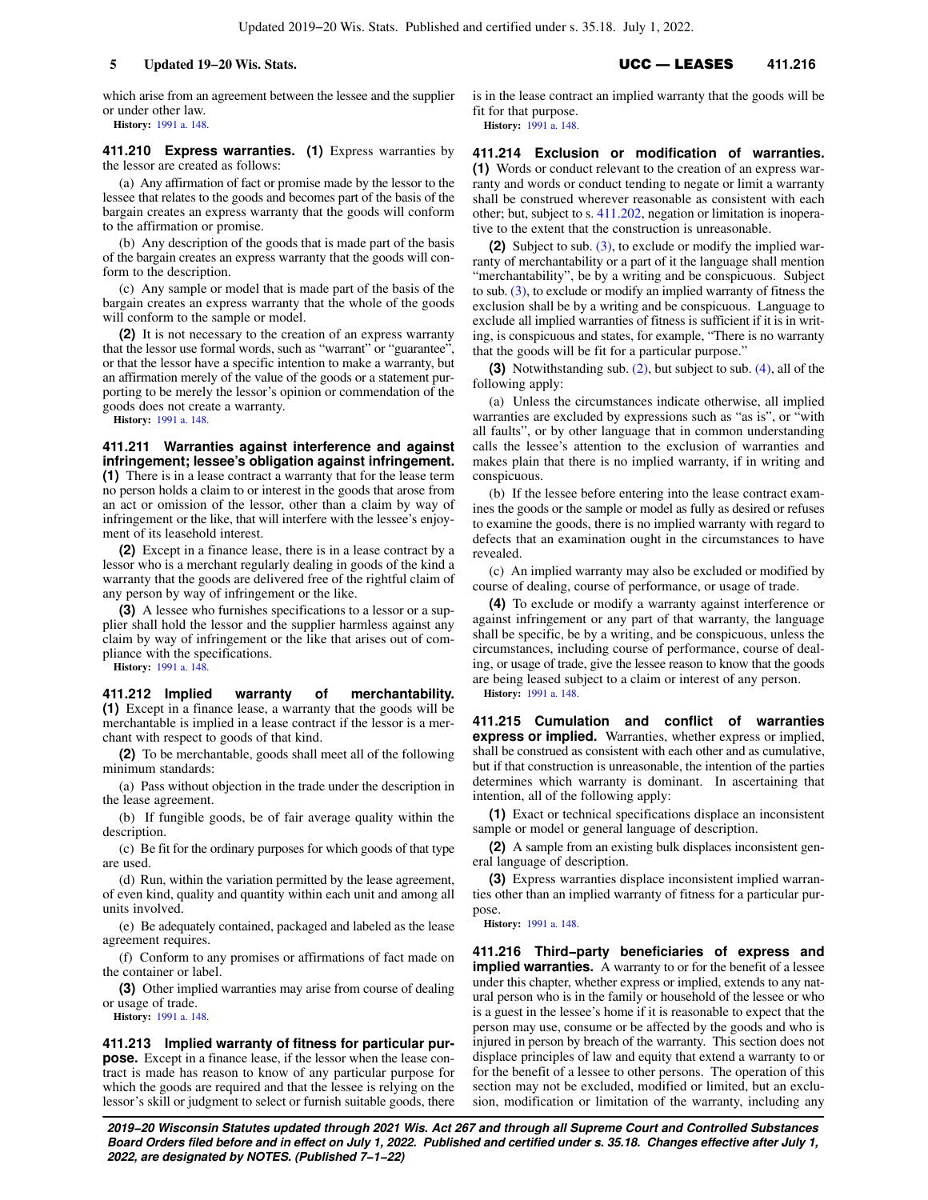which arise from an agreement between the lessee and the supplier or under other law.

**History:** 1991 a. 148.

**411.210 Express warranties.** **(1)** Express warranties by the lessor are created as follows:

(a) Any affirmation of fact or promise made by the lessor to the lessee that relates to the goods and becomes part of the basis of the bargain creates an express warranty that the goods will conform to the affirmation or promise.

(b) Any description of the goods that is made part of the basis of the bargain creates an express warranty that the goods will conform to the description.

(c) Any sample or model that is made part of the basis of the bargain creates an express warranty that the whole of the goods will conform to the sample or model.

**(2)** It is not necessary to the creation of an express warranty that the lessor use formal words, such as "warrant" or "guarantee", or that the lessor have a specific intention to make a warranty, but an affirmation merely of the value of the goods or a statement purporting to be merely the lessor's opinion or commendation of the goods does not create a warranty.

**History:** 1991 a. 148.

**411.211 Warranties against interference and against infringement; lessee's obligation against infringement.** **(1)** There is in a lease contract a warranty that for the lease term no person holds a claim to or interest in the goods that arose from an act or omission of the lessor, other than a claim by way of infringement or the like, that will interfere with the lessee's enjoyment of its leasehold interest.

**(2)** Except in a finance lease, there is in a lease contract by a lessor who is a merchant regularly dealing in goods of the kind a warranty that the goods are delivered free of the rightful claim of any person by way of infringement or the like.

**(3)** A lessee who furnishes specifications to a lessor or a supplier shall hold the lessor and the supplier harmless against any claim by way of infringement or the like that arises out of compliance with the specifications.

**History:** 1991 a. 148.

**411.212 Implied warranty of merchantability.** **(1)** Except in a finance lease, a warranty that the goods will be merchantable is implied in a lease contract if the lessor is a merchant with respect to goods of that kind.

**(2)** To be merchantable, goods shall meet all of the following minimum standards:

(a) Pass without objection in the trade under the description in the lease agreement.

(b) If fungible goods, be of fair average quality within the description.

(c) Be fit for the ordinary purposes for which goods of that type are used.

(d) Run, within the variation permitted by the lease agreement, of even kind, quality and quantity within each unit and among all units involved.

(e) Be adequately contained, packaged and labeled as the lease agreement requires.

(f) Conform to any promises or affirmations of fact made on the container or label.

**(3)** Other implied warranties may arise from course of dealing or usage of trade.

**History:** 1991 a. 148.

**411.213 Implied warranty of fitness for particular purpose.** Except in a finance lease, if the lessor when the lease contract is made has reason to know of any particular purpose for which the goods are required and that the lessee is relying on the lessor's skill or judgment to select or furnish suitable goods, there is in the lease contract an implied warranty that the goods will be fit for that purpose.

**History:** 1991 a. 148.

**411.214 Exclusion or modification of warranties.** **(1)** Words or conduct relevant to the creation of an express warranty and words or conduct tending to negate or limit a warranty shall be construed wherever reasonable as consistent with each other; but, subject to s. 411.202, negation or limitation is inoperative to the extent that the construction is unreasonable.

**(2)** Subject to sub. (3), to exclude or modify the implied warranty of merchantability or a part of it the language shall mention "merchantability", be by a writing and be conspicuous. Subject to sub. (3), to exclude or modify an implied warranty of fitness the exclusion shall be by a writing and be conspicuous. Language to exclude all implied warranties of fitness is sufficient if it is in writing, is conspicuous and states, for example, "There is no warranty that the goods will be fit for a particular purpose."

**(3)** Notwithstanding sub. (2), but subject to sub. (4), all of the following apply:

(a) Unless the circumstances indicate otherwise, all implied warranties are excluded by expressions such as "as is", or "with all faults", or by other language that in common understanding calls the lessee's attention to the exclusion of warranties and makes plain that there is no implied warranty, if in writing and conspicuous.

(b) If the lessee before entering into the lease contract examines the goods or the sample or model as fully as desired or refuses to examine the goods, there is no implied warranty with regard to defects that an examination ought in the circumstances to have revealed.

(c) An implied warranty may also be excluded or modified by course of dealing, course of performance, or usage of trade.

**(4)** To exclude or modify a warranty against interference or against infringement or any part of that warranty, the language shall be specific, be by a writing, and be conspicuous, unless the circumstances, including course of performance, course of dealing, or usage of trade, give the lessee reason to know that the goods are being leased subject to a claim or interest of any person.

**History:** 1991 a. 148.

**411.215 Cumulation and conflict of warranties express or implied.** Warranties, whether express or implied, shall be construed as consistent with each other and as cumulative, but if that construction is unreasonable, the intention of the parties determines which warranty is dominant. In ascertaining that intention, all of the following apply:

**(1)** Exact or technical specifications displace an inconsistent sample or model or general language of description.

**(2)** A sample from an existing bulk displaces inconsistent general language of description.

**(3)** Express warranties displace inconsistent implied warranties other than an implied warranty of fitness for a particular purpose.

**History:** 1991 a. 148.

**411.216 Third-party beneficiaries of express and implied warranties.** A warranty to or for the benefit of a lessee under this chapter, whether express or implied, extends to any natural person who is in the family or household of the lessee or who is a guest in the lessee's home if it is reasonable to expect that the person may use, consume or be affected by the goods and who is injured in person by breach of the warranty. This section does not displace principles of law and equity that extend a warranty to or for the benefit of a lessee to other persons. The operation of this section may not be excluded, modified or limited, but an exclusion, modification or limitation of the warranty, including any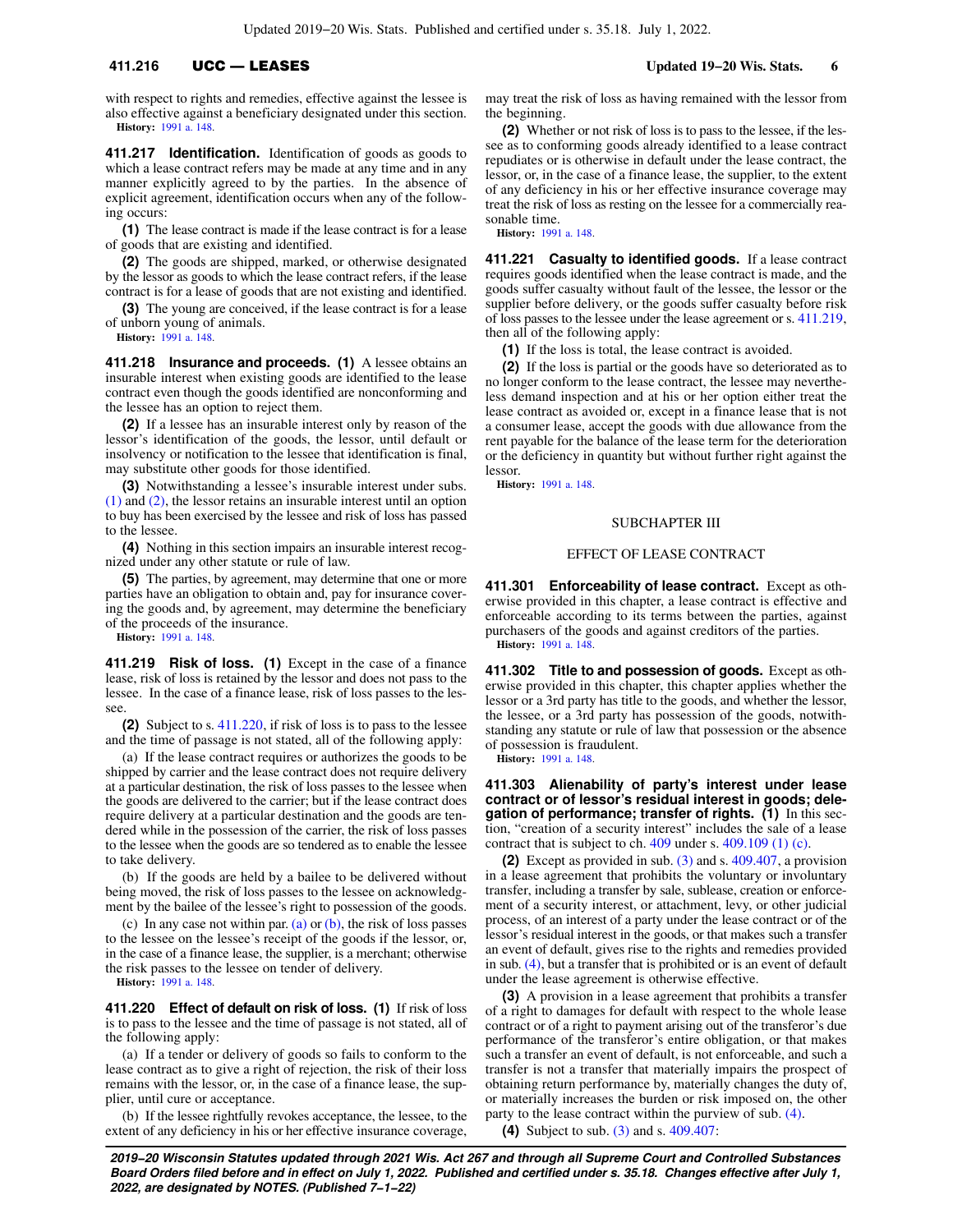with respect to rights and remedies, effective against the lessee is also effective against a beneficiary designated under this section.

**History:** 1991 a. 148.

**411.217 Identification.** Identification of goods as goods to which a lease contract refers may be made at any time and in any manner explicitly agreed to by the parties. In the absence of explicit agreement, identification occurs when any of the following occurs:

**(1)** The lease contract is made if the lease contract is for a lease of goods that are existing and identified.

**(2)** The goods are shipped, marked, or otherwise designated by the lessor as goods to which the lease contract refers, if the lease contract is for a lease of goods that are not existing and identified.

**(3)** The young are conceived, if the lease contract is for a lease of unborn young of animals.

**History:** 1991 a. 148.

**411.218 Insurance and proceeds. (1)** A lessee obtains an insurable interest when existing goods are identified to the lease contract even though the goods identified are nonconforming and the lessee has an option to reject them.

**(2)** If a lessee has an insurable interest only by reason of the lessor's identification of the goods, the lessor, until default or insolvency or notification to the lessee that identification is final, may substitute other goods for those identified.

**(3)** Notwithstanding a lessee's insurable interest under subs. (1) and (2), the lessor retains an insurable interest until an option to buy has been exercised by the lessee and risk of loss has passed to the lessee.

**(4)** Nothing in this section impairs an insurable interest recognized under any other statute or rule of law.

**(5)** The parties, by agreement, may determine that one or more parties have an obligation to obtain and, pay for insurance covering the goods and, by agreement, may determine the beneficiary of the proceeds of the insurance.

**History:** 1991 a. 148.

**411.219 Risk of loss. (1)** Except in the case of a finance lease, risk of loss is retained by the lessor and does not pass to the lessee. In the case of a finance lease, risk of loss passes to the lessee.

**(2)** Subject to s. 411.220, if risk of loss is to pass to the lessee and the time of passage is not stated, all of the following apply:

(a) If the lease contract requires or authorizes the goods to be shipped by carrier and the lease contract does not require delivery at a particular destination, the risk of loss passes to the lessee when the goods are delivered to the carrier; but if the lease contract does require delivery at a particular destination and the goods are tendered while in the possession of the carrier, the risk of loss passes to the lessee when the goods are so tendered as to enable the lessee to take delivery.

(b) If the goods are held by a bailee to be delivered without being moved, the risk of loss passes to the lessee on acknowledgment by the bailee of the lessee's right to possession of the goods.

(c) In any case not within par. (a) or (b), the risk of loss passes to the lessee on the lessee's receipt of the goods if the lessor, or, in the case of a finance lease, the supplier, is a merchant; otherwise the risk passes to the lessee on tender of delivery.

**History:** 1991 a. 148.

**411.220 Effect of default on risk of loss. (1)** If risk of loss is to pass to the lessee and the time of passage is not stated, all of the following apply:

(a) If a tender or delivery of goods so fails to conform to the lease contract as to give a right of rejection, the risk of their loss remains with the lessor, or, in the case of a finance lease, the supplier, until cure or acceptance.

(b) If the lessee rightfully revokes acceptance, the lessee, to the extent of any deficiency in his or her effective insurance coverage, may treat the risk of loss as having remained with the lessor from the beginning.

**(2)** Whether or not risk of loss is to pass to the lessee, if the lessee as to conforming goods already identified to a lease contract repudiates or is otherwise in default under the lease contract, the lessor, or, in the case of a finance lease, the supplier, to the extent of any deficiency in his or her effective insurance coverage may treat the risk of loss as resting on the lessee for a commercially reasonable time.

**History:** 1991 a. 148.

**411.221 Casualty to identified goods.** If a lease contract requires goods identified when the lease contract is made, and the goods suffer casualty without fault of the lessee, the lessor or the supplier before delivery, or the goods suffer casualty before risk of loss passes to the lessee under the lease agreement or s. 411.219, then all of the following apply:

**(1)** If the loss is total, the lease contract is avoided.

**(2)** If the loss is partial or the goods have so deteriorated as to no longer conform to the lease contract, the lessee may nevertheless demand inspection and at his or her option either treat the lease contract as avoided or, except in a finance lease that is not a consumer lease, accept the goods with due allowance from the rent payable for the balance of the lease term for the deterioration or the deficiency in quantity but without further right against the lessor.

**History:** 1991 a. 148.

## SUBCHAPTER III

## EFFECT OF LEASE CONTRACT

**411.301 Enforceability of lease contract.** Except as otherwise provided in this chapter, a lease contract is effective and enforceable according to its terms between the parties, against purchasers of the goods and against creditors of the parties.

**History:** 1991 a. 148.

**411.302 Title to and possession of goods.** Except as otherwise provided in this chapter, this chapter applies whether the lessor or a 3rd party has title to the goods, and whether the lessor, the lessee, or a 3rd party has possession of the goods, notwithstanding any statute or rule of law that possession or the absence of possession is fraudulent.

**History:** 1991 a. 148.

**411.303 Alienability of party's interest under lease contract or of lessor's residual interest in goods; delegation of performance; transfer of rights. (1)** In this section, "creation of a security interest" includes the sale of a lease contract that is subject to ch. 409 under s. 409.109 (1) (c).

**(2)** Except as provided in sub. (3) and s. 409.407, a provision in a lease agreement that prohibits the voluntary or involuntary transfer, including a transfer by sale, sublease, creation or enforcement of a security interest, or attachment, levy, or other judicial process, of an interest of a party under the lease contract or of the lessor's residual interest in the goods, or that makes such a transfer an event of default, gives rise to the rights and remedies provided in sub. (4), but a transfer that is prohibited or is an event of default under the lease agreement is otherwise effective.

**(3)** A provision in a lease agreement that prohibits a transfer of a right to damages for default with respect to the whole lease contract or of a right to payment arising out of the transferor's due performance of the transferor's entire obligation, or that makes such a transfer an event of default, is not enforceable, and such a transfer is not a transfer that materially impairs the prospect of obtaining return performance by, materially changes the duty of, or materially increases the burden or risk imposed on, the other party to the lease contract within the purview of sub. (4).

**(4)** Subject to sub. (3) and s. 409.407: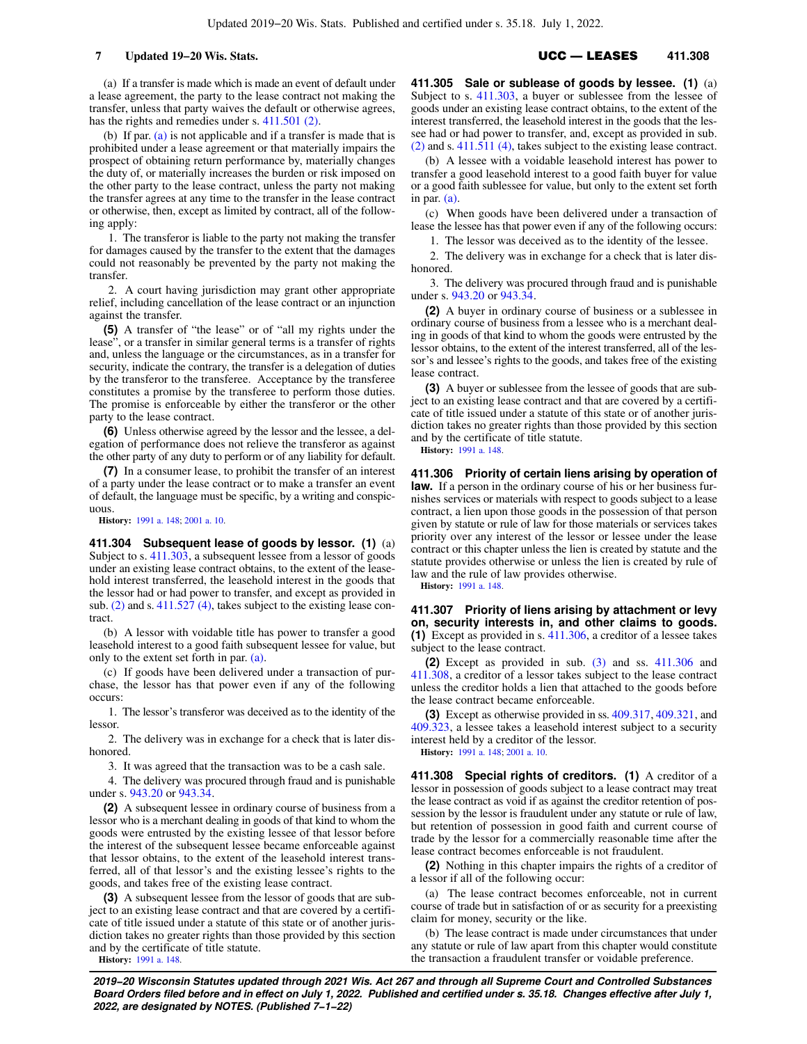(a) If a transfer is made which is made an event of default under a lease agreement, the party to the lease contract not making the transfer, unless that party waives the default or otherwise agrees, has the rights and remedies under s. 411.501 (2).

(b) If par. (a) is not applicable and if a transfer is made that is prohibited under a lease agreement or that materially impairs the prospect of obtaining return performance by, materially changes the duty of, or materially increases the burden or risk imposed on the other party to the lease contract, unless the party not making the transfer agrees at any time to the transfer in the lease contract or otherwise, then, except as limited by contract, all of the following apply:

1. The transferor is liable to the party not making the transfer for damages caused by the transfer to the extent that the damages could not reasonably be prevented by the party not making the transfer.

2. A court having jurisdiction may grant other appropriate relief, including cancellation of the lease contract or an injunction against the transfer.

**(5)** A transfer of "the lease" or of "all my rights under the lease", or a transfer in similar general terms is a transfer of rights and, unless the language or the circumstances, as in a transfer for security, indicate the contrary, the transfer is a delegation of duties by the transferor to the transferee. Acceptance by the transferee constitutes a promise by the transferee to perform those duties. The promise is enforceable by either the transferor or the other party to the lease contract.

**(6)** Unless otherwise agreed by the lessor and the lessee, a delegation of performance does not relieve the transferor as against the other party of any duty to perform or of any liability for default.

**(7)** In a consumer lease, to prohibit the transfer of an interest of a party under the lease contract or to make a transfer an event of default, the language must be specific, by a writing and conspicuous.

**History:** 1991 a. 148; 2001 a. 10.

**411.304 Subsequent lease of goods by lessor. (1)** (a) Subject to s. 411.303, a subsequent lessee from a lessor of goods under an existing lease contract obtains, to the extent of the leasehold interest transferred, the leasehold interest in the goods that the lessor had or had power to transfer, and except as provided in sub. (2) and s. 411.527 (4), takes subject to the existing lease contract.

(b) A lessor with voidable title has power to transfer a good leasehold interest to a good faith subsequent lessee for value, but only to the extent set forth in par. (a).

(c) If goods have been delivered under a transaction of purchase, the lessor has that power even if any of the following occurs:

1. The lessor's transferor was deceived as to the identity of the lessor.

2. The delivery was in exchange for a check that is later dishonored.

3. It was agreed that the transaction was to be a cash sale.

4. The delivery was procured through fraud and is punishable under s. 943.20 or 943.34.

**(2)** A subsequent lessee in ordinary course of business from a lessor who is a merchant dealing in goods of that kind to whom the goods were entrusted by the existing lessee of that lessor before the interest of the subsequent lessee became enforceable against that lessor obtains, to the extent of the leasehold interest transferred, all of that lessor's and the existing lessee's rights to the goods, and takes free of the existing lease contract.

**(3)** A subsequent lessee from the lessor of goods that are subject to an existing lease contract and that are covered by a certificate of title issued under a statute of this state or of another jurisdiction takes no greater rights than those provided by this section and by the certificate of title statute.

**History:** 1991 a. 148.

**411.305 Sale or sublease of goods by lessee. (1)** (a) Subject to s. 411.303, a buyer or sublessee from the lessee of goods under an existing lease contract obtains, to the extent of the interest transferred, the leasehold interest in the goods that the lessee had or had power to transfer, and, except as provided in sub. (2) and s. 411.511 (4), takes subject to the existing lease contract.

(b) A lessee with a voidable leasehold interest has power to transfer a good leasehold interest to a good faith buyer for value or a good faith sublessee for value, but only to the extent set forth in par. (a).

(c) When goods have been delivered under a transaction of lease the lessee has that power even if any of the following occurs:

1. The lessor was deceived as to the identity of the lessee.

2. The delivery was in exchange for a check that is later dishonored.

3. The delivery was procured through fraud and is punishable under s. 943.20 or 943.34.

**(2)** A buyer in ordinary course of business or a sublessee in ordinary course of business from a lessee who is a merchant dealing in goods of that kind to whom the goods were entrusted by the lessor obtains, to the extent of the interest transferred, all of the lessor's and lessee's rights to the goods, and takes free of the existing lease contract.

**(3)** A buyer or sublessee from the lessee of goods that are subject to an existing lease contract and that are covered by a certificate of title issued under a statute of this state or of another jurisdiction takes no greater rights than those provided by this section and by the certificate of title statute.

**History:** 1991 a. 148.

**411.306 Priority of certain liens arising by operation of law.** If a person in the ordinary course of his or her business furnishes services or materials with respect to goods subject to a lease contract, a lien upon those goods in the possession of that person given by statute or rule of law for those materials or services takes priority over any interest of the lessor or lessee under the lease contract or this chapter unless the lien is created by statute and the statute provides otherwise or unless the lien is created by rule of law and the rule of law provides otherwise.

**History:** 1991 a. 148.

**411.307 Priority of liens arising by attachment or levy on, security interests in, and other claims to goods. (1)** Except as provided in s. 411.306, a creditor of a lessee takes subject to the lease contract.

**(2)** Except as provided in sub. (3) and ss. 411.306 and 411.308, a creditor of a lessor takes subject to the lease contract unless the creditor holds a lien that attached to the goods before the lease contract became enforceable.

**(3)** Except as otherwise provided in ss. 409.317, 409.321, and 409.323, a lessee takes a leasehold interest subject to a security interest held by a creditor of the lessor.

**History:** 1991 a. 148; 2001 a. 10.

**411.308 Special rights of creditors. (1)** A creditor of a lessor in possession of goods subject to a lease contract may treat the lease contract as void if as against the creditor retention of possession by the lessor is fraudulent under any statute or rule of law, but retention of possession in good faith and current course of trade by the lessor for a commercially reasonable time after the lease contract becomes enforceable is not fraudulent.

**(2)** Nothing in this chapter impairs the rights of a creditor of a lessor if all of the following occur:

(a) The lease contract becomes enforceable, not in current course of trade but in satisfaction of or as security for a preexisting claim for money, security or the like.

(b) The lease contract is made under circumstances that under any statute or rule of law apart from this chapter would constitute the transaction a fraudulent transfer or voidable preference.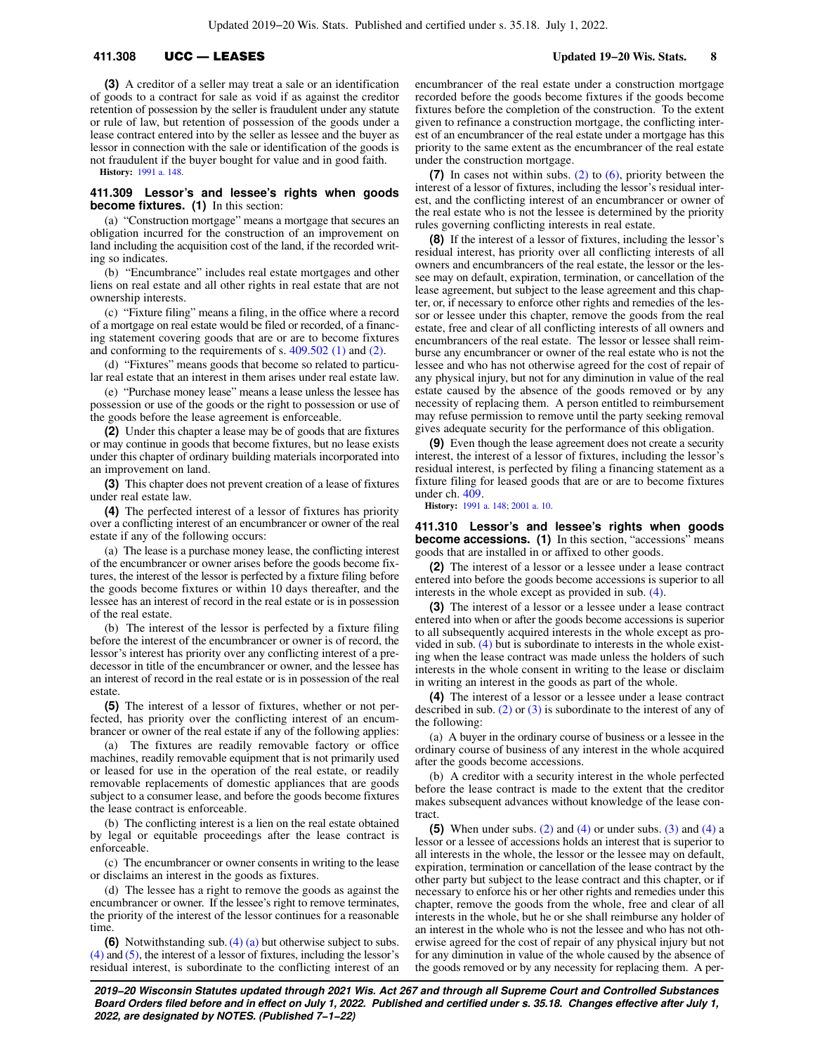**(3)** A creditor of a seller may treat a sale or an identification of goods to a contract for sale as void if as against the creditor retention of possession by the seller is fraudulent under any statute or rule of law, but retention of possession of the goods under a lease contract entered into by the seller as lessee and the buyer as lessor in connection with the sale or identification of the goods is not fraudulent if the buyer bought for value and in good faith.

**History:** 1991 a. 148.

**411.309 Lessor's and lessee's rights when goods become fixtures.** **(1)** In this section:

(a) "Construction mortgage" means a mortgage that secures an obligation incurred for the construction of an improvement on land including the acquisition cost of the land, if the recorded writing so indicates.

(b) "Encumbrance" includes real estate mortgages and other liens on real estate and all other rights in real estate that are not ownership interests.

(c) "Fixture filing" means a filing, in the office where a record of a mortgage on real estate would be filed or recorded, of a financing statement covering goods that are or are to become fixtures and conforming to the requirements of s. 409.502 (1) and (2).

(d) "Fixtures" means goods that become so related to particular real estate that an interest in them arises under real estate law.

(e) "Purchase money lease" means a lease unless the lessee has possession or use of the goods or the right to possession or use of the goods before the lease agreement is enforceable.

**(2)** Under this chapter a lease may be of goods that are fixtures or may continue in goods that become fixtures, but no lease exists under this chapter of ordinary building materials incorporated into an improvement on land.

**(3)** This chapter does not prevent creation of a lease of fixtures under real estate law.

**(4)** The perfected interest of a lessor of fixtures has priority over a conflicting interest of an encumbrancer or owner of the real estate if any of the following occurs:

(a) The lease is a purchase money lease, the conflicting interest of the encumbrancer or owner arises before the goods become fixtures, the interest of the lessor is perfected by a fixture filing before the goods become fixtures or within 10 days thereafter, and the lessee has an interest of record in the real estate or is in possession of the real estate.

(b) The interest of the lessor is perfected by a fixture filing before the interest of the encumbrancer or owner is of record, the lessor's interest has priority over any conflicting interest of a predecessor in title of the encumbrancer or owner, and the lessee has an interest of record in the real estate or is in possession of the real estate.

**(5)** The interest of a lessor of fixtures, whether or not perfected, has priority over the conflicting interest of an encumbrancer or owner of the real estate if any of the following applies:

(a) The fixtures are readily removable factory or office machines, readily removable equipment that is not primarily used or leased for use in the operation of the real estate, or readily removable replacements of domestic appliances that are goods subject to a consumer lease, and before the goods become fixtures the lease contract is enforceable.

(b) The conflicting interest is a lien on the real estate obtained by legal or equitable proceedings after the lease contract is enforceable.

(c) The encumbrancer or owner consents in writing to the lease or disclaims an interest in the goods as fixtures.

(d) The lessee has a right to remove the goods as against the encumbrancer or owner. If the lessee's right to remove terminates, the priority of the interest of the lessor continues for a reasonable time.

**(6)** Notwithstanding sub. (4) (a) but otherwise subject to subs. (4) and (5), the interest of a lessor of fixtures, including the lessor's residual interest, is subordinate to the conflicting interest of an encumbrancer of the real estate under a construction mortgage recorded before the goods become fixtures if the goods become fixtures before the completion of the construction. To the extent given to refinance a construction mortgage, the conflicting interest of an encumbrancer of the real estate under a mortgage has this priority to the same extent as the encumbrancer of the real estate under the construction mortgage.

**(7)** In cases not within subs. (2) to (6), priority between the interest of a lessor of fixtures, including the lessor's residual interest, and the conflicting interest of an encumbrancer or owner of the real estate who is not the lessee is determined by the priority rules governing conflicting interests in real estate.

**(8)** If the interest of a lessor of fixtures, including the lessor's residual interest, has priority over all conflicting interests of all owners and encumbrancers of the real estate, the lessor or the lessee may on default, expiration, termination, or cancellation of the lease agreement, but subject to the lease agreement and this chapter, or, if necessary to enforce other rights and remedies of the lessor or lessee under this chapter, remove the goods from the real estate, free and clear of all conflicting interests of all owners and encumbrancers of the real estate. The lessor or lessee shall reimburse any encumbrancer or owner of the real estate who is not the lessee and who has not otherwise agreed for the cost of repair of any physical injury, but not for any diminution in value of the real estate caused by the absence of the goods removed or by any necessity of replacing them. A person entitled to reimbursement may refuse permission to remove until the party seeking removal gives adequate security for the performance of this obligation.

**(9)** Even though the lease agreement does not create a security interest, the interest of a lessor of fixtures, including the lessor's residual interest, is perfected by filing a financing statement as a fixture filing for leased goods that are or are to become fixtures under ch. 409.

**History:** 1991 a. 148; 2001 a. 10.

**411.310 Lessor's and lessee's rights when goods become accessions.** **(1)** In this section, "accessions" means goods that are installed in or affixed to other goods.

**(2)** The interest of a lessor or a lessee under a lease contract entered into before the goods become accessions is superior to all interests in the whole except as provided in sub. (4).

**(3)** The interest of a lessor or a lessee under a lease contract entered into when or after the goods become accessions is superior to all subsequently acquired interests in the whole except as provided in sub. (4) but is subordinate to interests in the whole existing when the lease contract was made unless the holders of such interests in the whole consent in writing to the lease or disclaim in writing an interest in the goods as part of the whole.

**(4)** The interest of a lessor or a lessee under a lease contract described in sub. (2) or (3) is subordinate to the interest of any of the following:

(a) A buyer in the ordinary course of business or a lessee in the ordinary course of business of any interest in the whole acquired after the goods become accessions.

(b) A creditor with a security interest in the whole perfected before the lease contract is made to the extent that the creditor makes subsequent advances without knowledge of the lease contract.

**(5)** When under subs. (2) and (4) or under subs. (3) and (4) a lessor or a lessee of accessions holds an interest that is superior to all interests in the whole, the lessor or the lessee may on default, expiration, termination or cancellation of the lease contract by the other party but subject to the lease contract and this chapter, or if necessary to enforce his or her other rights and remedies under this chapter, remove the goods from the whole, free and clear of all interests in the whole, but he or she shall reimburse any holder of an interest in the whole who is not the lessee and who has not otherwise agreed for the cost of repair of any physical injury but not for any diminution in value of the whole caused by the absence of the goods removed or by any necessity for replacing them. A per-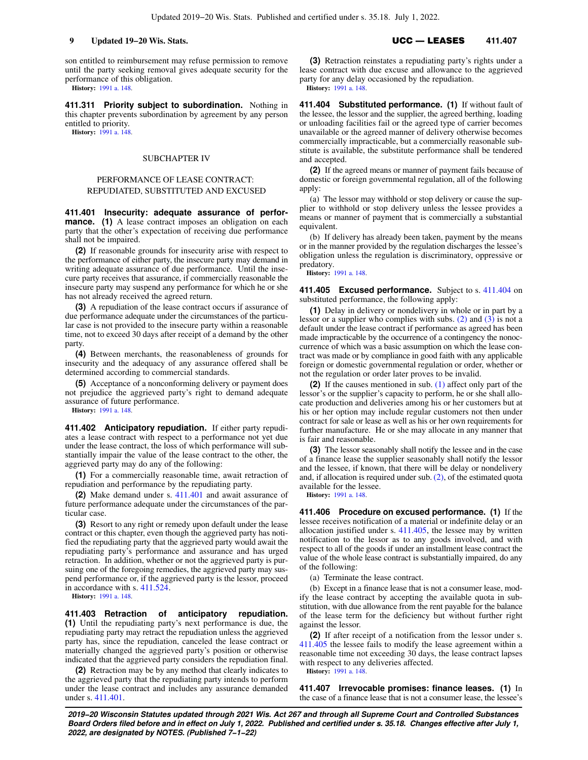son entitled to reimbursement may refuse permission to remove until the party seeking removal gives adequate security for the performance of this obligation.

**History:** 1991 a. 148.

**411.311 Priority subject to subordination.** Nothing in this chapter prevents subordination by agreement by any person entitled to priority.

**History:** 1991 a. 148.

## SUBCHAPTER IV

## PERFORMANCE OF LEASE CONTRACT: REPUDIATED, SUBSTITUTED AND EXCUSED

**411.401 Insecurity: adequate assurance of performance.** **(1)** A lease contract imposes an obligation on each party that the other's expectation of receiving due performance shall not be impaired.

**(2)** If reasonable grounds for insecurity arise with respect to the performance of either party, the insecure party may demand in writing adequate assurance of due performance. Until the insecure party receives that assurance, if commercially reasonable the insecure party may suspend any performance for which he or she has not already received the agreed return.

**(3)** A repudiation of the lease contract occurs if assurance of due performance adequate under the circumstances of the particular case is not provided to the insecure party within a reasonable time, not to exceed 30 days after receipt of a demand by the other party.

**(4)** Between merchants, the reasonableness of grounds for insecurity and the adequacy of any assurance offered shall be determined according to commercial standards.

**(5)** Acceptance of a nonconforming delivery or payment does not prejudice the aggrieved party's right to demand adequate assurance of future performance.

**History:** 1991 a. 148.

**411.402 Anticipatory repudiation.** If either party repudiates a lease contract with respect to a performance not yet due under the lease contract, the loss of which performance will substantially impair the value of the lease contract to the other, the aggrieved party may do any of the following:

**(1)** For a commercially reasonable time, await retraction of repudiation and performance by the repudiating party.

**(2)** Make demand under s. 411.401 and await assurance of future performance adequate under the circumstances of the particular case.

**(3)** Resort to any right or remedy upon default under the lease contract or this chapter, even though the aggrieved party has notified the repudiating party that the aggrieved party would await the repudiating party's performance and assurance and has urged retraction. In addition, whether or not the aggrieved party is pursuing one of the foregoing remedies, the aggrieved party may suspend performance or, if the aggrieved party is the lessor, proceed in accordance with s. 411.524.

**History:** 1991 a. 148.

**411.403 Retraction of anticipatory repudiation.** **(1)** Until the repudiating party's next performance is due, the repudiating party may retract the repudiation unless the aggrieved party has, since the repudiation, canceled the lease contract or materially changed the aggrieved party's position or otherwise indicated that the aggrieved party considers the repudiation final.

**(2)** Retraction may be by any method that clearly indicates to the aggrieved party that the repudiating party intends to perform under the lease contract and includes any assurance demanded under s. 411.401.

**(3)** Retraction reinstates a repudiating party's rights under a lease contract with due excuse and allowance to the aggrieved party for any delay occasioned by the repudiation.

**History:** 1991 a. 148.

**411.404 Substituted performance.** **(1)** If without fault of the lessee, the lessor and the supplier, the agreed berthing, loading or unloading facilities fail or the agreed type of carrier becomes unavailable or the agreed manner of delivery otherwise becomes commercially impracticable, but a commercially reasonable substitute is available, the substitute performance shall be tendered and accepted.

**(2)** If the agreed means or manner of payment fails because of domestic or foreign governmental regulation, all of the following apply:

(a) The lessor may withhold or stop delivery or cause the supplier to withhold or stop delivery unless the lessee provides a means or manner of payment that is commercially a substantial equivalent.

(b) If delivery has already been taken, payment by the means or in the manner provided by the regulation discharges the lessee's obligation unless the regulation is discriminatory, oppressive or predatory.

**History:** 1991 a. 148.

**411.405 Excused performance.** Subject to s. 411.404 on substituted performance, the following apply:

**(1)** Delay in delivery or nondelivery in whole or in part by a lessor or a supplier who complies with subs. (2) and (3) is not a default under the lease contract if performance as agreed has been made impracticable by the occurrence of a contingency the nonoccurrence of which was a basic assumption on which the lease contract was made or by compliance in good faith with any applicable foreign or domestic governmental regulation or order, whether or not the regulation or order later proves to be invalid.

**(2)** If the causes mentioned in sub. (1) affect only part of the lessor's or the supplier's capacity to perform, he or she shall allocate production and deliveries among his or her customers but at his or her option may include regular customers not then under contract for sale or lease as well as his or her own requirements for further manufacture. He or she may allocate in any manner that is fair and reasonable.

**(3)** The lessor seasonably shall notify the lessee and in the case of a finance lease the supplier seasonably shall notify the lessor and the lessee, if known, that there will be delay or nondelivery and, if allocation is required under sub. (2), of the estimated quota available for the lessee.

**History:** 1991 a. 148.

**411.406 Procedure on excused performance.** **(1)** If the lessee receives notification of a material or indefinite delay or an allocation justified under s. 411.405, the lessee may by written notification to the lessor as to any goods involved, and with respect to all of the goods if under an installment lease contract the value of the whole lease contract is substantially impaired, do any of the following:

(a) Terminate the lease contract.

(b) Except in a finance lease that is not a consumer lease, modify the lease contract by accepting the available quota in substitution, with due allowance from the rent payable for the balance of the lease term for the deficiency but without further right against the lessor.

**(2)** If after receipt of a notification from the lessor under s. 411.405 the lessee fails to modify the lease agreement within a reasonable time not exceeding 30 days, the lease contract lapses with respect to any deliveries affected.

**History:** 1991 a. 148.

**411.407 Irrevocable promises: finance leases.** **(1)** In the case of a finance lease that is not a consumer lease, the lessee's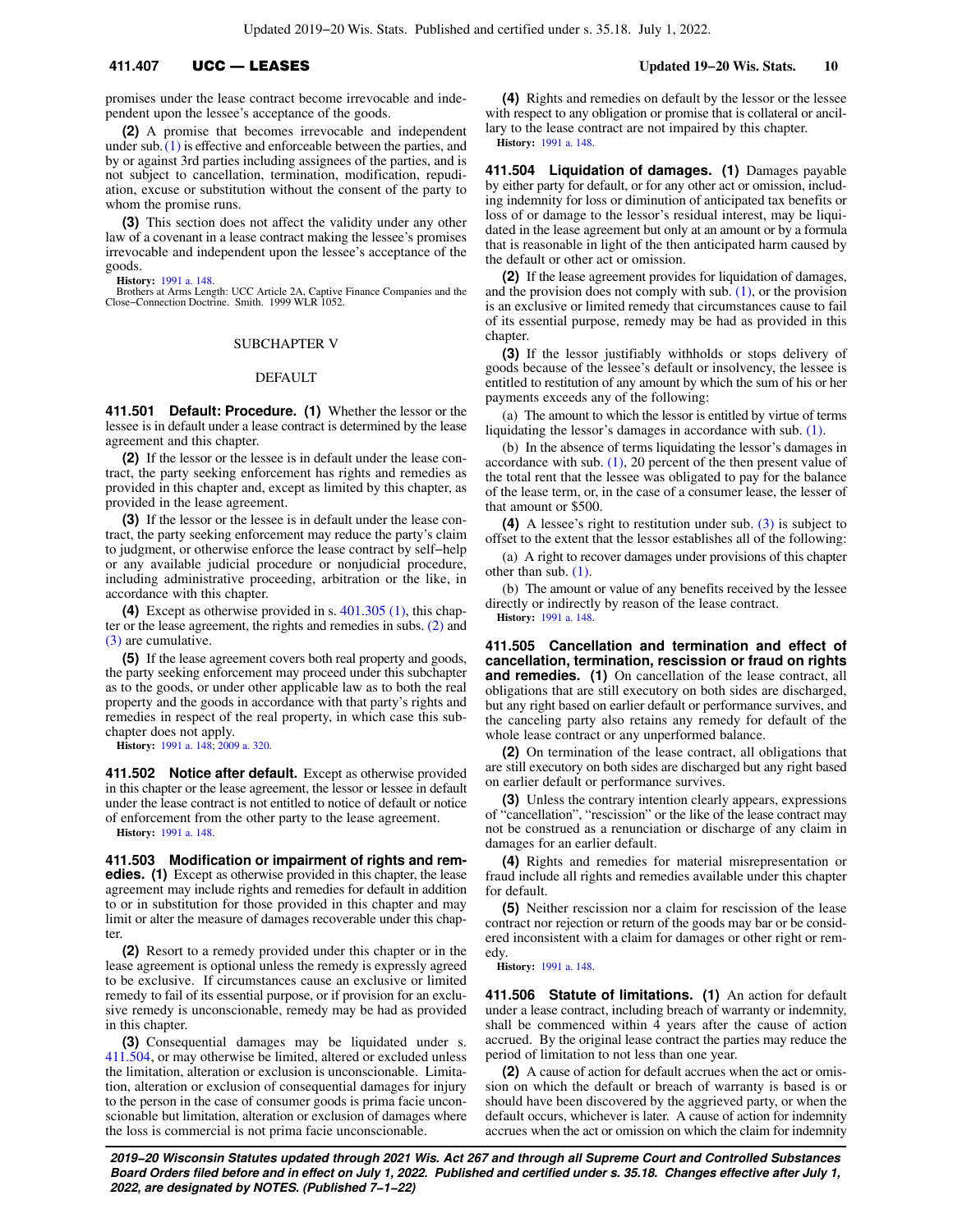promises under the lease contract become irrevocable and independent upon the lessee's acceptance of the goods.

**(2)** A promise that becomes irrevocable and independent under sub. (1) is effective and enforceable between the parties, and by or against 3rd parties including assignees of the parties, and is not subject to cancellation, termination, modification, repudiation, excuse or substitution without the consent of the party to whom the promise runs.

**(3)** This section does not affect the validity under any other law of a covenant in a lease contract making the lessee's promises irrevocable and independent upon the lessee's acceptance of the goods.

**History:** 1991 a. 148.

Brothers at Arms Length: UCC Article 2A, Captive Finance Companies and the Close−Connection Doctrine. Smith. 1999 WLR 1052.

## SUBCHAPTER V

## DEFAULT

**411.501 Default: Procedure. (1)** Whether the lessor or the lessee is in default under a lease contract is determined by the lease agreement and this chapter.

**(2)** If the lessor or the lessee is in default under the lease contract, the party seeking enforcement has rights and remedies as provided in this chapter and, except as limited by this chapter, as provided in the lease agreement.

**(3)** If the lessor or the lessee is in default under the lease contract, the party seeking enforcement may reduce the party's claim to judgment, or otherwise enforce the lease contract by self−help or any available judicial procedure or nonjudicial procedure, including administrative proceeding, arbitration or the like, in accordance with this chapter.

**(4)** Except as otherwise provided in s. 401.305 (1), this chapter or the lease agreement, the rights and remedies in subs. (2) and (3) are cumulative.

**(5)** If the lease agreement covers both real property and goods, the party seeking enforcement may proceed under this subchapter as to the goods, or under other applicable law as to both the real property and the goods in accordance with that party's rights and remedies in respect of the real property, in which case this subchapter does not apply.

**History:** 1991 a. 148; 2009 a. 320.

**411.502 Notice after default.** Except as otherwise provided in this chapter or the lease agreement, the lessor or lessee in default under the lease contract is not entitled to notice of default or notice of enforcement from the other party to the lease agreement.

**History:** 1991 a. 148.

**411.503 Modification or impairment of rights and remedies. (1)** Except as otherwise provided in this chapter, the lease agreement may include rights and remedies for default in addition to or in substitution for those provided in this chapter and may limit or alter the measure of damages recoverable under this chapter.

**(2)** Resort to a remedy provided under this chapter or in the lease agreement is optional unless the remedy is expressly agreed to be exclusive. If circumstances cause an exclusive or limited remedy to fail of its essential purpose, or if provision for an exclusive remedy is unconscionable, remedy may be had as provided in this chapter.

**(3)** Consequential damages may be liquidated under s. 411.504, or may otherwise be limited, altered or excluded unless the limitation, alteration or exclusion is unconscionable. Limitation, alteration or exclusion of consequential damages for injury to the person in the case of consumer goods is prima facie unconscionable but limitation, alteration or exclusion of damages where the loss is commercial is not prima facie unconscionable.

**(4)** Rights and remedies on default by the lessor or the lessee with respect to any obligation or promise that is collateral or ancillary to the lease contract are not impaired by this chapter.

**History:** 1991 a. 148.

**411.504 Liquidation of damages. (1)** Damages payable by either party for default, or for any other act or omission, including indemnity for loss or diminution of anticipated tax benefits or loss of or damage to the lessor's residual interest, may be liquidated in the lease agreement but only at an amount or by a formula that is reasonable in light of the then anticipated harm caused by the default or other act or omission.

**(2)** If the lease agreement provides for liquidation of damages, and the provision does not comply with sub. (1), or the provision is an exclusive or limited remedy that circumstances cause to fail of its essential purpose, remedy may be had as provided in this chapter.

**(3)** If the lessor justifiably withholds or stops delivery of goods because of the lessee's default or insolvency, the lessee is entitled to restitution of any amount by which the sum of his or her payments exceeds any of the following:

(a) The amount to which the lessor is entitled by virtue of terms liquidating the lessor's damages in accordance with sub. (1).

(b) In the absence of terms liquidating the lessor's damages in accordance with sub. (1), 20 percent of the then present value of the total rent that the lessee was obligated to pay for the balance of the lease term, or, in the case of a consumer lease, the lesser of that amount or $500.

**(4)** A lessee's right to restitution under sub. (3) is subject to offset to the extent that the lessor establishes all of the following:

(a) A right to recover damages under provisions of this chapter other than sub. (1).

(b) The amount or value of any benefits received by the lessee directly or indirectly by reason of the lease contract.

**History:** 1991 a. 148.

**411.505 Cancellation and termination and effect of cancellation, termination, rescission or fraud on rights and remedies. (1)** On cancellation of the lease contract, all obligations that are still executory on both sides are discharged, but any right based on earlier default or performance survives, and the canceling party also retains any remedy for default of the whole lease contract or any unperformed balance.

**(2)** On termination of the lease contract, all obligations that are still executory on both sides are discharged but any right based on earlier default or performance survives.

**(3)** Unless the contrary intention clearly appears, expressions of "cancellation", "rescission" or the like of the lease contract may not be construed as a renunciation or discharge of any claim in damages for an earlier default.

**(4)** Rights and remedies for material misrepresentation or fraud include all rights and remedies available under this chapter for default.

**(5)** Neither rescission nor a claim for rescission of the lease contract nor rejection or return of the goods may bar or be considered inconsistent with a claim for damages or other right or remedy.

**History:** 1991 a. 148.

**411.506 Statute of limitations. (1)** An action for default under a lease contract, including breach of warranty or indemnity, shall be commenced within 4 years after the cause of action accrued. By the original lease contract the parties may reduce the period of limitation to not less than one year.

**(2)** A cause of action for default accrues when the act or omission on which the default or breach of warranty is based is or should have been discovered by the aggrieved party, or when the default occurs, whichever is later. A cause of action for indemnity accrues when the act or omission on which the claim for indemnity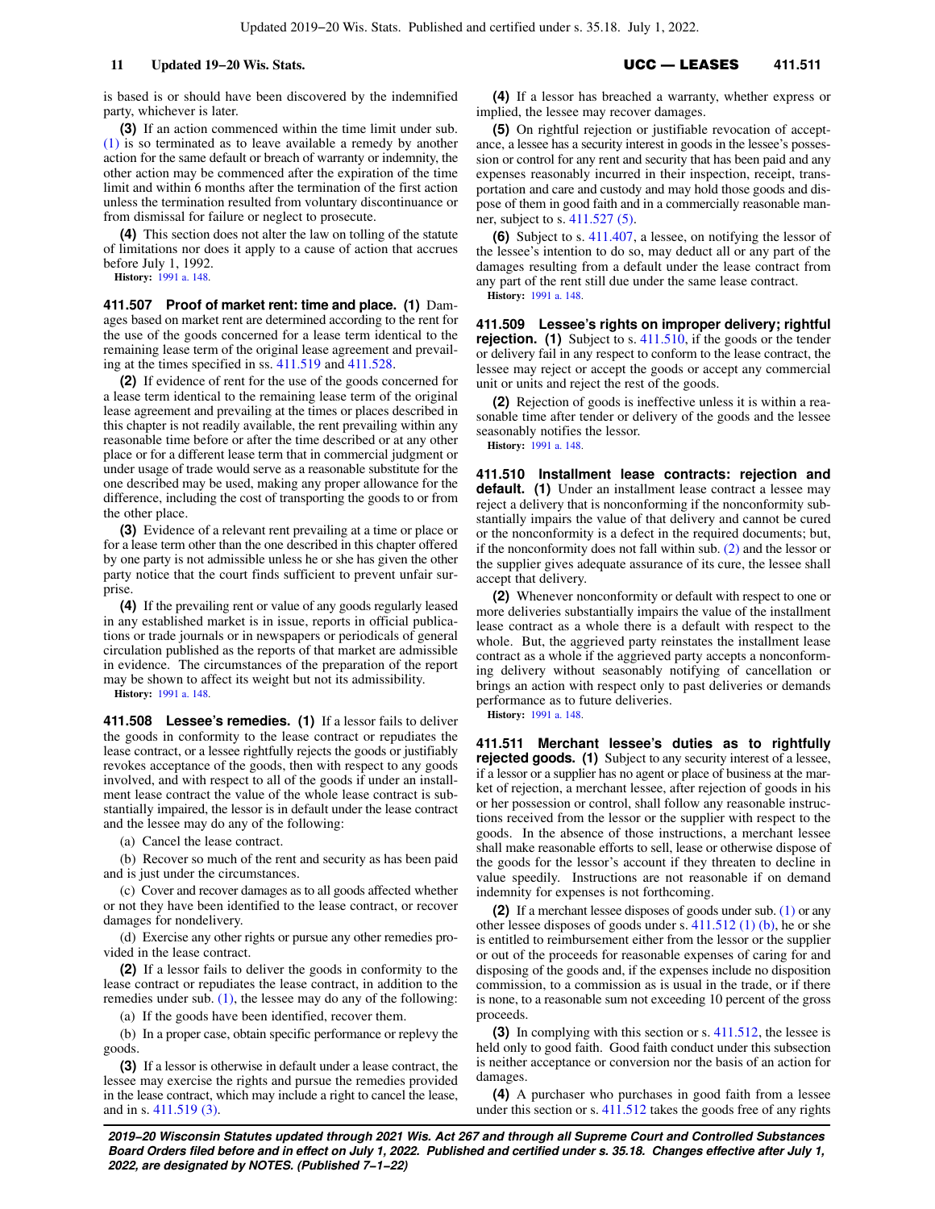is based is or should have been discovered by the indemnified party, whichever is later.

**(3)** If an action commenced within the time limit under sub. (1) is so terminated as to leave available a remedy by another action for the same default or breach of warranty or indemnity, the other action may be commenced after the expiration of the time limit and within 6 months after the termination of the first action unless the termination resulted from voluntary discontinuance or from dismissal for failure or neglect to prosecute.

**(4)** This section does not alter the law on tolling of the statute of limitations nor does it apply to a cause of action that accrues before July 1, 1992.

**History:** 1991 a. 148.

**411.507 Proof of market rent: time and place.** **(1)** Damages based on market rent are determined according to the rent for the use of the goods concerned for a lease term identical to the remaining lease term of the original lease agreement and prevailing at the times specified in ss. 411.519 and 411.528.

**(2)** If evidence of rent for the use of the goods concerned for a lease term identical to the remaining lease term of the original lease agreement and prevailing at the times or places described in this chapter is not readily available, the rent prevailing within any reasonable time before or after the time described or at any other place or for a different lease term that in commercial judgment or under usage of trade would serve as a reasonable substitute for the one described may be used, making any proper allowance for the difference, including the cost of transporting the goods to or from the other place.

**(3)** Evidence of a relevant rent prevailing at a time or place or for a lease term other than the one described in this chapter offered by one party is not admissible unless he or she has given the other party notice that the court finds sufficient to prevent unfair surprise.

**(4)** If the prevailing rent or value of any goods regularly leased in any established market is in issue, reports in official publications or trade journals or in newspapers or periodicals of general circulation published as the reports of that market are admissible in evidence. The circumstances of the preparation of the report may be shown to affect its weight but not its admissibility.

**History:** 1991 a. 148.

**411.508 Lessee's remedies.** **(1)** If a lessor fails to deliver the goods in conformity to the lease contract or repudiates the lease contract, or a lessee rightfully rejects the goods or justifiably revokes acceptance of the goods, then with respect to any goods involved, and with respect to all of the goods if under an installment lease contract the value of the whole lease contract is substantially impaired, the lessor is in default under the lease contract and the lessee may do any of the following:

(a) Cancel the lease contract.

(b) Recover so much of the rent and security as has been paid and is just under the circumstances.

(c) Cover and recover damages as to all goods affected whether or not they have been identified to the lease contract, or recover damages for nondelivery.

(d) Exercise any other rights or pursue any other remedies provided in the lease contract.

**(2)** If a lessor fails to deliver the goods in conformity to the lease contract or repudiates the lease contract, in addition to the remedies under sub. (1), the lessee may do any of the following:

(a) If the goods have been identified, recover them.

(b) In a proper case, obtain specific performance or replevy the goods.

**(3)** If a lessor is otherwise in default under a lease contract, the lessee may exercise the rights and pursue the remedies provided in the lease contract, which may include a right to cancel the lease, and in s. 411.519 (3).

**(4)** If a lessor has breached a warranty, whether express or implied, the lessee may recover damages.

**(5)** On rightful rejection or justifiable revocation of acceptance, a lessee has a security interest in goods in the lessee's possession or control for any rent and security that has been paid and any expenses reasonably incurred in their inspection, receipt, transportation and care and custody and may hold those goods and dispose of them in good faith and in a commercially reasonable manner, subject to s. 411.527 (5).

**(6)** Subject to s. 411.407, a lessee, on notifying the lessor of the lessee's intention to do so, may deduct all or any part of the damages resulting from a default under the lease contract from any part of the rent still due under the same lease contract.

**History:** 1991 a. 148.

**411.509 Lessee's rights on improper delivery; rightful rejection.** **(1)** Subject to s. 411.510, if the goods or the tender or delivery fail in any respect to conform to the lease contract, the lessee may reject or accept the goods or accept any commercial unit or units and reject the rest of the goods.

**(2)** Rejection of goods is ineffective unless it is within a reasonable time after tender or delivery of the goods and the lessee seasonably notifies the lessor.

**History:** 1991 a. 148.

**411.510 Installment lease contracts: rejection and default.** **(1)** Under an installment lease contract a lessee may reject a delivery that is nonconforming if the nonconformity substantially impairs the value of that delivery and cannot be cured or the nonconformity is a defect in the required documents; but, if the nonconformity does not fall within sub. (2) and the lessor or the supplier gives adequate assurance of its cure, the lessee shall accept that delivery.

**(2)** Whenever nonconformity or default with respect to one or more deliveries substantially impairs the value of the installment lease contract as a whole there is a default with respect to the whole. But, the aggrieved party reinstates the installment lease contract as a whole if the aggrieved party accepts a nonconforming delivery without seasonably notifying of cancellation or brings an action with respect only to past deliveries or demands performance as to future deliveries.

**History:** 1991 a. 148.

**411.511 Merchant lessee's duties as to rightfully rejected goods.** **(1)** Subject to any security interest of a lessee, if a lessor or a supplier has no agent or place of business at the market of rejection, a merchant lessee, after rejection of goods in his or her possession or control, shall follow any reasonable instructions received from the lessor or the supplier with respect to the goods. In the absence of those instructions, a merchant lessee shall make reasonable efforts to sell, lease or otherwise dispose of the goods for the lessor's account if they threaten to decline in value speedily. Instructions are not reasonable if on demand indemnity for expenses is not forthcoming.

**(2)** If a merchant lessee disposes of goods under sub. (1) or any other lessee disposes of goods under s. 411.512 (1) (b), he or she is entitled to reimbursement either from the lessor or the supplier or out of the proceeds for reasonable expenses of caring for and disposing of the goods and, if the expenses include no disposition commission, to a commission as is usual in the trade, or if there is none, to a reasonable sum not exceeding 10 percent of the gross proceeds.

**(3)** In complying with this section or s. 411.512, the lessee is held only to good faith. Good faith conduct under this subsection is neither acceptance or conversion nor the basis of an action for damages.

**(4)** A purchaser who purchases in good faith from a lessee under this section or s. 411.512 takes the goods free of any rights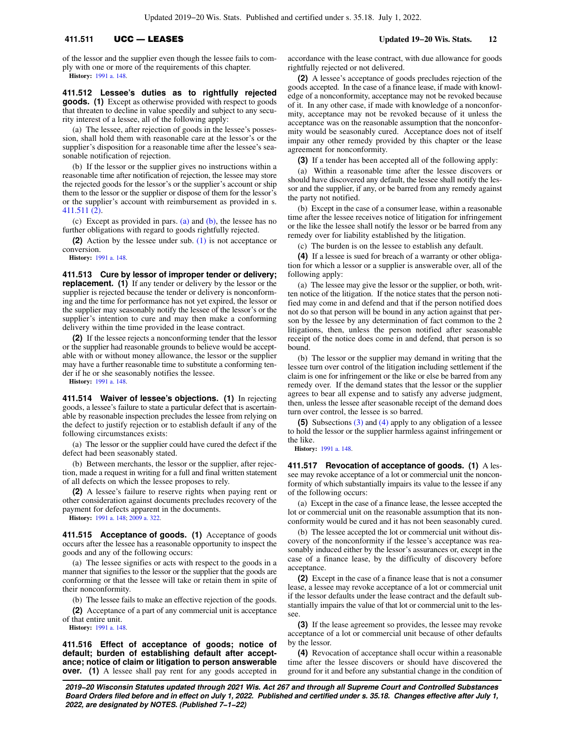of the lessor and the supplier even though the lessee fails to comply with one or more of the requirements of this chapter.

**History:** 1991 a. 148.

**411.512 Lessee's duties as to rightfully rejected goods. (1)** Except as otherwise provided with respect to goods that threaten to decline in value speedily and subject to any security interest of a lessee, all of the following apply:

(a) The lessee, after rejection of goods in the lessee's possession, shall hold them with reasonable care at the lessor's or the supplier's disposition for a reasonable time after the lessee's seasonable notification of rejection.

(b) If the lessor or the supplier gives no instructions within a reasonable time after notification of rejection, the lessee may store the rejected goods for the lessor's or the supplier's account or ship them to the lessor or the supplier or dispose of them for the lessor's or the supplier's account with reimbursement as provided in s. 411.511 (2).

(c) Except as provided in pars. (a) and (b), the lessee has no further obligations with regard to goods rightfully rejected.

**(2)** Action by the lessee under sub. (1) is not acceptance or conversion.

**History:** 1991 a. 148.

**411.513 Cure by lessor of improper tender or delivery; replacement. (1)** If any tender or delivery by the lessor or the supplier is rejected because the tender or delivery is nonconforming and the time for performance has not yet expired, the lessor or the supplier may seasonably notify the lessee of the lessor's or the supplier's intention to cure and may then make a conforming delivery within the time provided in the lease contract.

**(2)** If the lessee rejects a nonconforming tender that the lessor or the supplier had reasonable grounds to believe would be acceptable with or without money allowance, the lessor or the supplier may have a further reasonable time to substitute a conforming tender if he or she seasonably notifies the lessee.

**History:** 1991 a. 148.

**411.514 Waiver of lessee's objections. (1)** In rejecting goods, a lessee's failure to state a particular defect that is ascertainable by reasonable inspection precludes the lessee from relying on the defect to justify rejection or to establish default if any of the following circumstances exists:

(a) The lessor or the supplier could have cured the defect if the defect had been seasonably stated.

(b) Between merchants, the lessor or the supplier, after rejection, made a request in writing for a full and final written statement of all defects on which the lessee proposes to rely.

**(2)** A lessee's failure to reserve rights when paying rent or other consideration against documents precludes recovery of the payment for defects apparent in the documents.

**History:** 1991 a. 148; 2009 a. 322.

**411.515 Acceptance of goods. (1)** Acceptance of goods occurs after the lessee has a reasonable opportunity to inspect the goods and any of the following occurs:

(a) The lessee signifies or acts with respect to the goods in a manner that signifies to the lessor or the supplier that the goods are conforming or that the lessee will take or retain them in spite of their nonconformity.

(b) The lessee fails to make an effective rejection of the goods.

**(2)** Acceptance of a part of any commercial unit is acceptance of that entire unit.

**History:** 1991 a. 148.

**411.516 Effect of acceptance of goods; notice of default; burden of establishing default after acceptance; notice of claim or litigation to person answerable over. (1)** A lessee shall pay rent for any goods accepted in accordance with the lease contract, with due allowance for goods rightfully rejected or not delivered.

**(2)** A lessee's acceptance of goods precludes rejection of the goods accepted. In the case of a finance lease, if made with knowledge of a nonconformity, acceptance may not be revoked because of it. In any other case, if made with knowledge of a nonconformity, acceptance may not be revoked because of it unless the acceptance was on the reasonable assumption that the nonconformity would be seasonably cured. Acceptance does not of itself impair any other remedy provided by this chapter or the lease agreement for nonconformity.

**(3)** If a tender has been accepted all of the following apply:

(a) Within a reasonable time after the lessee discovers or should have discovered any default, the lessee shall notify the lessor and the supplier, if any, or be barred from any remedy against the party not notified.

(b) Except in the case of a consumer lease, within a reasonable time after the lessee receives notice of litigation for infringement or the like the lessee shall notify the lessor or be barred from any remedy over for liability established by the litigation.

(c) The burden is on the lessee to establish any default.

**(4)** If a lessee is sued for breach of a warranty or other obligation for which a lessor or a supplier is answerable over, all of the following apply:

(a) The lessee may give the lessor or the supplier, or both, written notice of the litigation. If the notice states that the person notified may come in and defend and that if the person notified does not do so that person will be bound in any action against that person by the lessee by any determination of fact common to the 2 litigations, then, unless the person notified after seasonable receipt of the notice does come in and defend, that person is so bound.

(b) The lessor or the supplier may demand in writing that the lessee turn over control of the litigation including settlement if the claim is one for infringement or the like or else be barred from any remedy over. If the demand states that the lessor or the supplier agrees to bear all expense and to satisfy any adverse judgment, then, unless the lessee after seasonable receipt of the demand does turn over control, the lessee is so barred.

**(5)** Subsections (3) and (4) apply to any obligation of a lessee to hold the lessor or the supplier harmless against infringement or the like.

**History:** 1991 a. 148.

**411.517 Revocation of acceptance of goods. (1)** A lessee may revoke acceptance of a lot or commercial unit the nonconformity of which substantially impairs its value to the lessee if any of the following occurs:

(a) Except in the case of a finance lease, the lessee accepted the lot or commercial unit on the reasonable assumption that its nonconformity would be cured and it has not been seasonably cured.

(b) The lessee accepted the lot or commercial unit without discovery of the nonconformity if the lessee's acceptance was reasonably induced either by the lessor's assurances or, except in the case of a finance lease, by the difficulty of discovery before acceptance.

**(2)** Except in the case of a finance lease that is not a consumer lease, a lessee may revoke acceptance of a lot or commercial unit if the lessor defaults under the lease contract and the default substantially impairs the value of that lot or commercial unit to the lessee.

**(3)** If the lease agreement so provides, the lessee may revoke acceptance of a lot or commercial unit because of other defaults by the lessor.

**(4)** Revocation of acceptance shall occur within a reasonable time after the lessee discovers or should have discovered the ground for it and before any substantial change in the condition of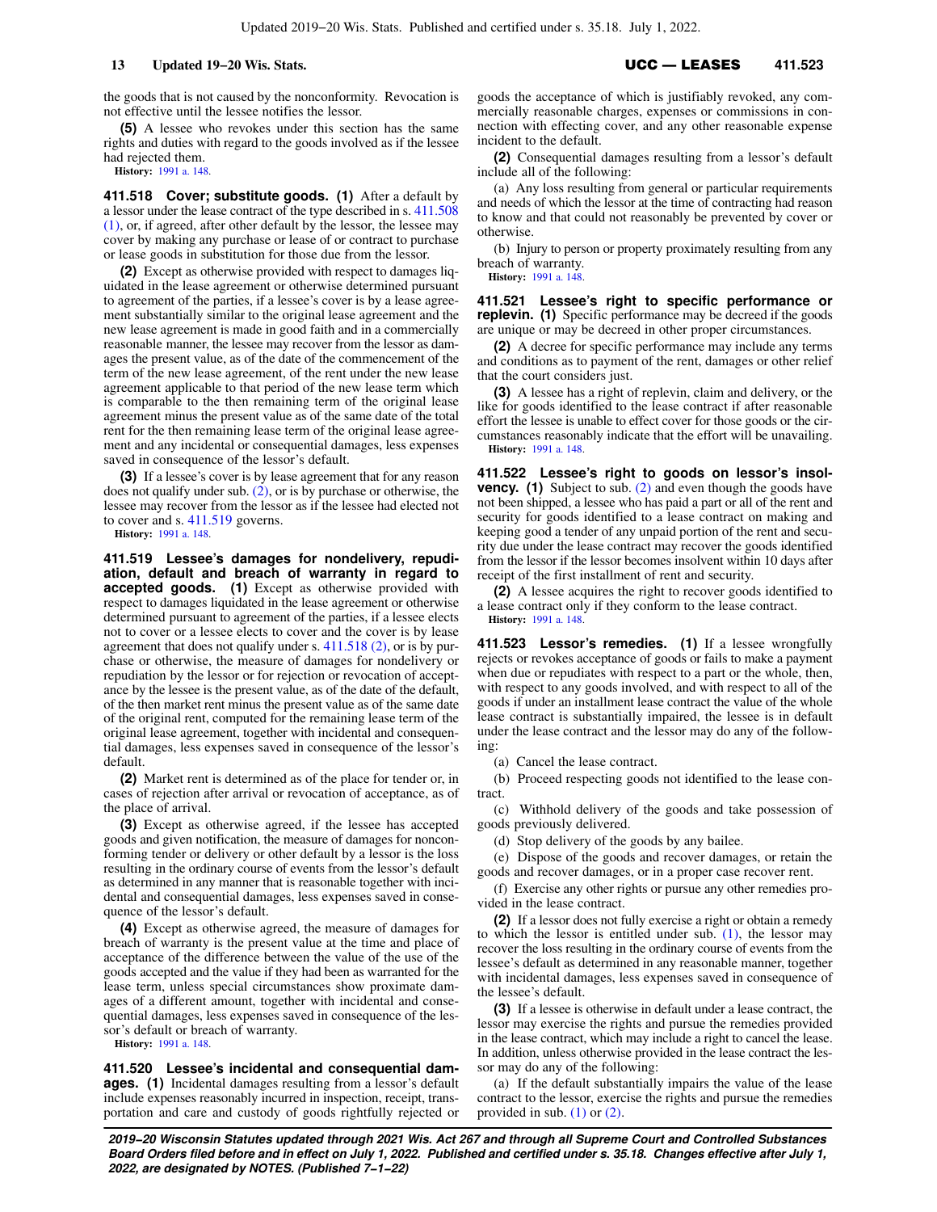the goods that is not caused by the nonconformity. Revocation is not effective until the lessee notifies the lessor.

**(5)** A lessee who revokes under this section has the same rights and duties with regard to the goods involved as if the lessee had rejected them.

**History:** 1991 a. 148.

**411.518 Cover; substitute goods. (1)** After a default by a lessor under the lease contract of the type described in s. 411.508 (1), or, if agreed, after other default by the lessor, the lessee may cover by making any purchase or lease of or contract to purchase or lease goods in substitution for those due from the lessor.

**(2)** Except as otherwise provided with respect to damages liquidated in the lease agreement or otherwise determined pursuant to agreement of the parties, if a lessee's cover is by a lease agreement substantially similar to the original lease agreement and the new lease agreement is made in good faith and in a commercially reasonable manner, the lessee may recover from the lessor as damages the present value, as of the date of the commencement of the term of the new lease agreement, of the rent under the new lease agreement applicable to that period of the new lease term which is comparable to the then remaining term of the original lease agreement minus the present value as of the same date of the total rent for the then remaining lease term of the original lease agreement and any incidental or consequential damages, less expenses saved in consequence of the lessor's default.

**(3)** If a lessee's cover is by lease agreement that for any reason does not qualify under sub. (2), or is by purchase or otherwise, the lessee may recover from the lessor as if the lessee had elected not to cover and s. 411.519 governs.

**History:** 1991 a. 148.

**411.519 Lessee's damages for nondelivery, repudiation, default and breach of warranty in regard to accepted goods. (1)** Except as otherwise provided with respect to damages liquidated in the lease agreement or otherwise determined pursuant to agreement of the parties, if a lessee elects not to cover or a lessee elects to cover and the cover is by lease agreement that does not qualify under s. 411.518 (2), or is by purchase or otherwise, the measure of damages for nondelivery or repudiation by the lessor or for rejection or revocation of acceptance by the lessee is the present value, as of the date of the default, of the then market rent minus the present value as of the same date of the original rent, computed for the remaining lease term of the original lease agreement, together with incidental and consequential damages, less expenses saved in consequence of the lessor's default.

**(2)** Market rent is determined as of the place for tender or, in cases of rejection after arrival or revocation of acceptance, as of the place of arrival.

**(3)** Except as otherwise agreed, if the lessee has accepted goods and given notification, the measure of damages for nonconforming tender or delivery or other default by a lessor is the loss resulting in the ordinary course of events from the lessor's default as determined in any manner that is reasonable together with incidental and consequential damages, less expenses saved in consequence of the lessor's default.

**(4)** Except as otherwise agreed, the measure of damages for breach of warranty is the present value at the time and place of acceptance of the difference between the value of the use of the goods accepted and the value if they had been as warranted for the lease term, unless special circumstances show proximate damages of a different amount, together with incidental and consequential damages, less expenses saved in consequence of the lessor's default or breach of warranty.

**History:** 1991 a. 148.

**411.520 Lessee's incidental and consequential damages. (1)** Incidental damages resulting from a lessor's default include expenses reasonably incurred in inspection, receipt, transportation and care and custody of goods rightfully rejected or goods the acceptance of which is justifiably revoked, any commercially reasonable charges, expenses or commissions in connection with effecting cover, and any other reasonable expense incident to the default.

**(2)** Consequential damages resulting from a lessor's default include all of the following:

(a) Any loss resulting from general or particular requirements and needs of which the lessor at the time of contracting had reason to know and that could not reasonably be prevented by cover or otherwise.

(b) Injury to person or property proximately resulting from any breach of warranty.

**History:** 1991 a. 148.

**411.521 Lessee's right to specific performance or replevin. (1)** Specific performance may be decreed if the goods are unique or may be decreed in other proper circumstances.

**(2)** A decree for specific performance may include any terms and conditions as to payment of the rent, damages or other relief that the court considers just.

**(3)** A lessee has a right of replevin, claim and delivery, or the like for goods identified to the lease contract if after reasonable effort the lessee is unable to effect cover for those goods or the circumstances reasonably indicate that the effort will be unavailing.

**History:** 1991 a. 148.

**411.522 Lessee's right to goods on lessor's insolvency. (1)** Subject to sub. (2) and even though the goods have not been shipped, a lessee who has paid a part or all of the rent and security for goods identified to a lease contract on making and keeping good a tender of any unpaid portion of the rent and security due under the lease contract may recover the goods identified from the lessor if the lessor becomes insolvent within 10 days after receipt of the first installment of rent and security.

**(2)** A lessee acquires the right to recover goods identified to a lease contract only if they conform to the lease contract.

**History:** 1991 a. 148.

**411.523 Lessor's remedies. (1)** If a lessee wrongfully rejects or revokes acceptance of goods or fails to make a payment when due or repudiates with respect to a part or the whole, then, with respect to any goods involved, and with respect to all of the goods if under an installment lease contract the value of the whole lease contract is substantially impaired, the lessee is in default under the lease contract and the lessor may do any of the following:

(a) Cancel the lease contract.

(b) Proceed respecting goods not identified to the lease contract.

(c) Withhold delivery of the goods and take possession of goods previously delivered.

(d) Stop delivery of the goods by any bailee.

(e) Dispose of the goods and recover damages, or retain the goods and recover damages, or in a proper case recover rent.

(f) Exercise any other rights or pursue any other remedies provided in the lease contract.

**(2)** If a lessor does not fully exercise a right or obtain a remedy to which the lessor is entitled under sub. (1), the lessor may recover the loss resulting in the ordinary course of events from the lessee's default as determined in any reasonable manner, together with incidental damages, less expenses saved in consequence of the lessee's default.

**(3)** If a lessee is otherwise in default under a lease contract, the lessor may exercise the rights and pursue the remedies provided in the lease contract, which may include a right to cancel the lease. In addition, unless otherwise provided in the lease contract the lessor may do any of the following:

(a) If the default substantially impairs the value of the lease contract to the lessor, exercise the rights and pursue the remedies provided in sub. (1) or (2).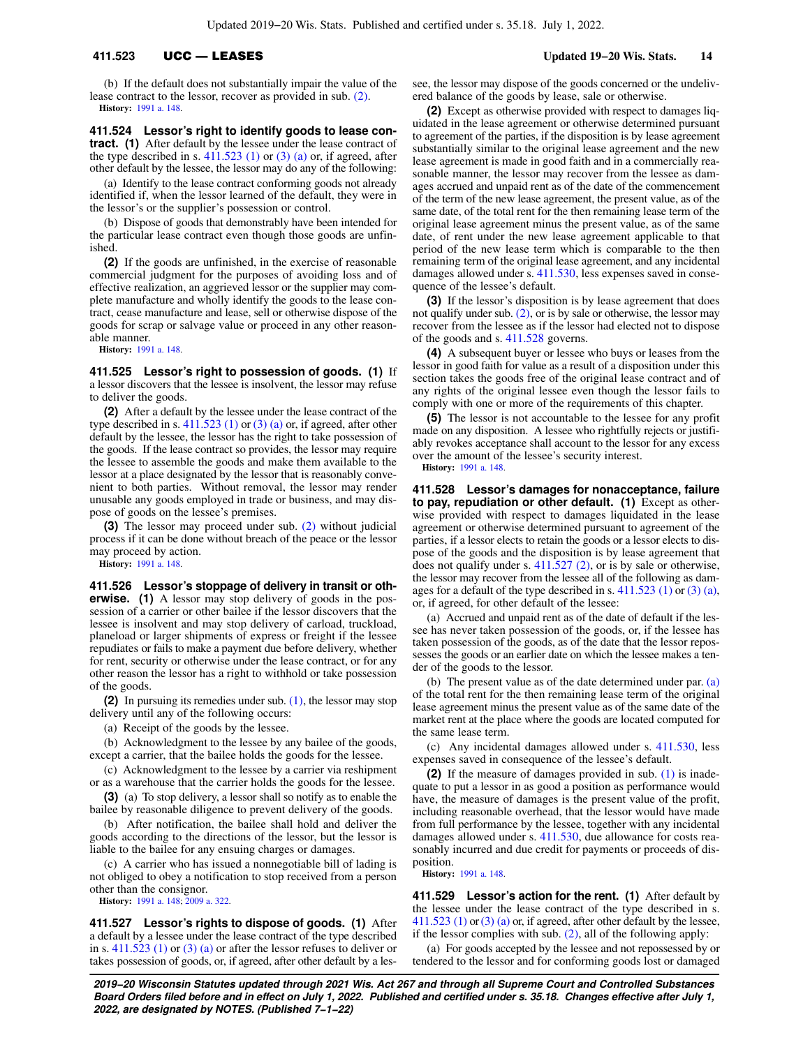(b) If the default does not substantially impair the value of the lease contract to the lessor, recover as provided in sub. (2).

**History:** 1991 a. 148.

**411.524 Lessor's right to identify goods to lease contract. (1)** After default by the lessee under the lease contract of the type described in s. 411.523 (1) or (3) (a) or, if agreed, after other default by the lessee, the lessor may do any of the following:

(a) Identify to the lease contract conforming goods not already identified if, when the lessor learned of the default, they were in the lessor's or the supplier's possession or control.

(b) Dispose of goods that demonstrably have been intended for the particular lease contract even though those goods are unfinished.

**(2)** If the goods are unfinished, in the exercise of reasonable commercial judgment for the purposes of avoiding loss and of effective realization, an aggrieved lessor or the supplier may complete manufacture and wholly identify the goods to the lease contract, cease manufacture and lease, sell or otherwise dispose of the goods for scrap or salvage value or proceed in any other reasonable manner.

**History:** 1991 a. 148.

**411.525 Lessor's right to possession of goods. (1)** If a lessor discovers that the lessee is insolvent, the lessor may refuse to deliver the goods.

**(2)** After a default by the lessee under the lease contract of the type described in s. 411.523 (1) or (3) (a) or, if agreed, after other default by the lessee, the lessor has the right to take possession of the goods. If the lease contract so provides, the lessor may require the lessee to assemble the goods and make them available to the lessor at a place designated by the lessor that is reasonably convenient to both parties. Without removal, the lessor may render unusable any goods employed in trade or business, and may dispose of goods on the lessee's premises.

**(3)** The lessor may proceed under sub. (2) without judicial process if it can be done without breach of the peace or the lessor may proceed by action.

**History:** 1991 a. 148.

**411.526 Lessor's stoppage of delivery in transit or otherwise. (1)** A lessor may stop delivery of goods in the possession of a carrier or other bailee if the lessor discovers that the lessee is insolvent and may stop delivery of carload, truckload, planeload or larger shipments of express or freight if the lessee repudiates or fails to make a payment due before delivery, whether for rent, security or otherwise under the lease contract, or for any other reason the lessor has a right to withhold or take possession of the goods.

**(2)** In pursuing its remedies under sub. (1), the lessor may stop delivery until any of the following occurs:

(a) Receipt of the goods by the lessee.

(b) Acknowledgment to the lessee by any bailee of the goods, except a carrier, that the bailee holds the goods for the lessee.

(c) Acknowledgment to the lessee by a carrier via reshipment or as a warehouse that the carrier holds the goods for the lessee.

**(3)** (a) To stop delivery, a lessor shall so notify as to enable the bailee by reasonable diligence to prevent delivery of the goods.

(b) After notification, the bailee shall hold and deliver the goods according to the directions of the lessor, but the lessor is liable to the bailee for any ensuing charges or damages.

(c) A carrier who has issued a nonnegotiable bill of lading is not obliged to obey a notification to stop received from a person other than the consignor.

**History:** 1991 a. 148; 2009 a. 322.

**411.527 Lessor's rights to dispose of goods. (1)** After a default by a lessee under the lease contract of the type described in s. 411.523 (1) or (3) (a) or after the lessor refuses to deliver or takes possession of goods, or, if agreed, after other default by a lessee, the lessor may dispose of the goods concerned or the undelivered balance of the goods by lease, sale or otherwise.

**(2)** Except as otherwise provided with respect to damages liquidated in the lease agreement or otherwise determined pursuant to agreement of the parties, if the disposition is by lease agreement substantially similar to the original lease agreement and the new lease agreement is made in good faith and in a commercially reasonable manner, the lessor may recover from the lessee as damages accrued and unpaid rent as of the date of the commencement of the term of the new lease agreement, the present value, as of the same date, of the total rent for the then remaining lease term of the original lease agreement minus the present value, as of the same date, of rent under the new lease agreement applicable to that period of the new lease term which is comparable to the then remaining term of the original lease agreement, and any incidental damages allowed under s. 411.530, less expenses saved in consequence of the lessee's default.

**(3)** If the lessor's disposition is by lease agreement that does not qualify under sub. (2), or is by sale or otherwise, the lessor may recover from the lessee as if the lessor had elected not to dispose of the goods and s. 411.528 governs.

**(4)** A subsequent buyer or lessee who buys or leases from the lessor in good faith for value as a result of a disposition under this section takes the goods free of the original lease contract and of any rights of the original lessee even though the lessor fails to comply with one or more of the requirements of this chapter.

**(5)** The lessor is not accountable to the lessee for any profit made on any disposition. A lessee who rightfully rejects or justifiably revokes acceptance shall account to the lessor for any excess over the amount of the lessee's security interest.

**History:** 1991 a. 148.

**411.528 Lessor's damages for nonacceptance, failure to pay, repudiation or other default. (1)** Except as otherwise provided with respect to damages liquidated in the lease agreement or otherwise determined pursuant to agreement of the parties, if a lessor elects to retain the goods or a lessor elects to dispose of the goods and the disposition is by lease agreement that does not qualify under s. 411.527 (2), or is by sale or otherwise, the lessor may recover from the lessee all of the following as damages for a default of the type described in s. 411.523 (1) or (3) (a), or, if agreed, for other default of the lessee:

(a) Accrued and unpaid rent as of the date of default if the lessee has never taken possession of the goods, or, if the lessee has taken possession of the goods, as of the date that the lessor repossesses the goods or an earlier date on which the lessee makes a tender of the goods to the lessor.

(b) The present value as of the date determined under par. (a) of the total rent for the then remaining lease term of the original lease agreement minus the present value as of the same date of the market rent at the place where the goods are located computed for the same lease term.

(c) Any incidental damages allowed under s. 411.530, less expenses saved in consequence of the lessee's default.

**(2)** If the measure of damages provided in sub. (1) is inadequate to put a lessor in as good a position as performance would have, the measure of damages is the present value of the profit, including reasonable overhead, that the lessor would have made from full performance by the lessee, together with any incidental damages allowed under s. 411.530, due allowance for costs reasonably incurred and due credit for payments or proceeds of disposition.

**History:** 1991 a. 148.

**411.529 Lessor's action for the rent. (1)** After default by the lessee under the lease contract of the type described in s. 411.523 (1) or (3) (a) or, if agreed, after other default by the lessee, if the lessor complies with sub. (2), all of the following apply:

(a) For goods accepted by the lessee and not repossessed by or tendered to the lessor and for conforming goods lost or damaged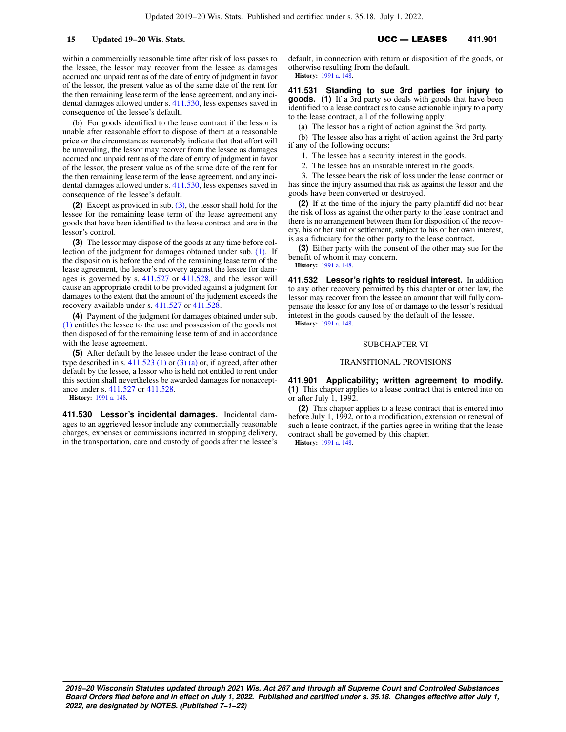within a commercially reasonable time after risk of loss passes to the lessee, the lessor may recover from the lessee as damages accrued and unpaid rent as of the date of entry of judgment in favor of the lessor, the present value as of the same date of the rent for the then remaining lease term of the lease agreement, and any incidental damages allowed under s. 411.530, less expenses saved in consequence of the lessee's default.

(b) For goods identified to the lease contract if the lessor is unable after reasonable effort to dispose of them at a reasonable price or the circumstances reasonably indicate that that effort will be unavailing, the lessor may recover from the lessee as damages accrued and unpaid rent as of the date of entry of judgment in favor of the lessor, the present value as of the same date of the rent for the then remaining lease term of the lease agreement, and any incidental damages allowed under s. 411.530, less expenses saved in consequence of the lessee's default.

**(2)** Except as provided in sub. (3), the lessor shall hold for the lessee for the remaining lease term of the lease agreement any goods that have been identified to the lease contract and are in the lessor's control.

**(3)** The lessor may dispose of the goods at any time before collection of the judgment for damages obtained under sub. (1). If the disposition is before the end of the remaining lease term of the lease agreement, the lessor's recovery against the lessee for damages is governed by s. 411.527 or 411.528, and the lessor will cause an appropriate credit to be provided against a judgment for damages to the extent that the amount of the judgment exceeds the recovery available under s. 411.527 or 411.528.

**(4)** Payment of the judgment for damages obtained under sub. (1) entitles the lessee to the use and possession of the goods not then disposed of for the remaining lease term of and in accordance with the lease agreement.

**(5)** After default by the lessee under the lease contract of the type described in s. 411.523 (1) or (3) (a) or, if agreed, after other default by the lessee, a lessor who is held not entitled to rent under this section shall nevertheless be awarded damages for nonacceptance under s. 411.527 or 411.528.

**History:** 1991 a. 148.

**411.530 Lessor's incidental damages.** Incidental damages to an aggrieved lessor include any commercially reasonable charges, expenses or commissions incurred in stopping delivery, in the transportation, care and custody of goods after the lessee's default, in connection with return or disposition of the goods, or otherwise resulting from the default.

**History:** 1991 a. 148.

**411.531 Standing to sue 3rd parties for injury to goods. (1)** If a 3rd party so deals with goods that have been identified to a lease contract as to cause actionable injury to a party to the lease contract, all of the following apply:

(a) The lessor has a right of action against the 3rd party.

(b) The lessee also has a right of action against the 3rd party if any of the following occurs:

1. The lessee has a security interest in the goods.

2. The lessee has an insurable interest in the goods.

3. The lessee bears the risk of loss under the lease contract or has since the injury assumed that risk as against the lessor and the goods have been converted or destroyed.

**(2)** If at the time of the injury the party plaintiff did not bear the risk of loss as against the other party to the lease contract and there is no arrangement between them for disposition of the recovery, his or her suit or settlement, subject to his or her own interest, is as a fiduciary for the other party to the lease contract.

**(3)** Either party with the consent of the other may sue for the benefit of whom it may concern.

**History:** 1991 a. 148.

**411.532 Lessor's rights to residual interest.** In addition to any other recovery permitted by this chapter or other law, the lessor may recover from the lessee an amount that will fully compensate the lessor for any loss of or damage to the lessor's residual interest in the goods caused by the default of the lessee.

**History:** 1991 a. 148.

## SUBCHAPTER VI

## TRANSITIONAL PROVISIONS

**411.901 Applicability; written agreement to modify. (1)** This chapter applies to a lease contract that is entered into on or after July 1, 1992.

**(2)** This chapter applies to a lease contract that is entered into before July 1, 1992, or to a modification, extension or renewal of such a lease contract, if the parties agree in writing that the lease contract shall be governed by this chapter.

**History:** 1991 a. 148.